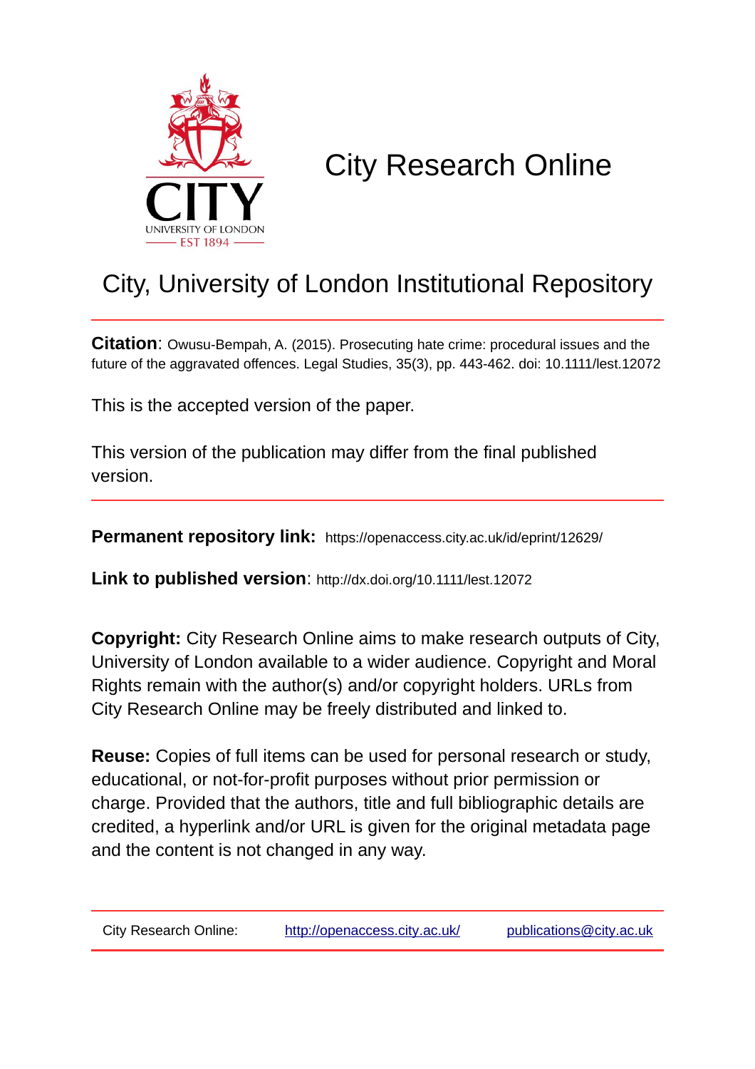# City Research Online

## City, University of London Institutional Repository

**Citation**: Owusu-Bempah, A. (2015). Prosecuting hate crime: procedural issues and the future of the aggravated offences. Legal Studies, 35(3), pp. 443-462. doi: 10.1111/lest.12072

This is the accepted version of the paper.

This version of the publication may differ from the final published version.

**Permanent repository link:** https://openaccess.city.ac.uk/id/eprint/12629/

**Link to published version**: http://dx.doi.org/10.1111/lest.12072

**Copyright:** City Research Online aims to make research outputs of City, University of London available to a wider audience. Copyright and Moral Rights remain with the author(s) and/or copyright holders. URLs from City Research Online may be freely distributed and linked to.

**Reuse:** Copies of full items can be used for personal research or study, educational, or not-for-profit purposes without prior permission or charge. Provided that the authors, title and full bibliographic details are credited, a hyperlink and/or URL is given for the original metadata page and the content is not changed in any way.

City Research Online: http://openaccess.city.ac.uk/ publications@city.ac.uk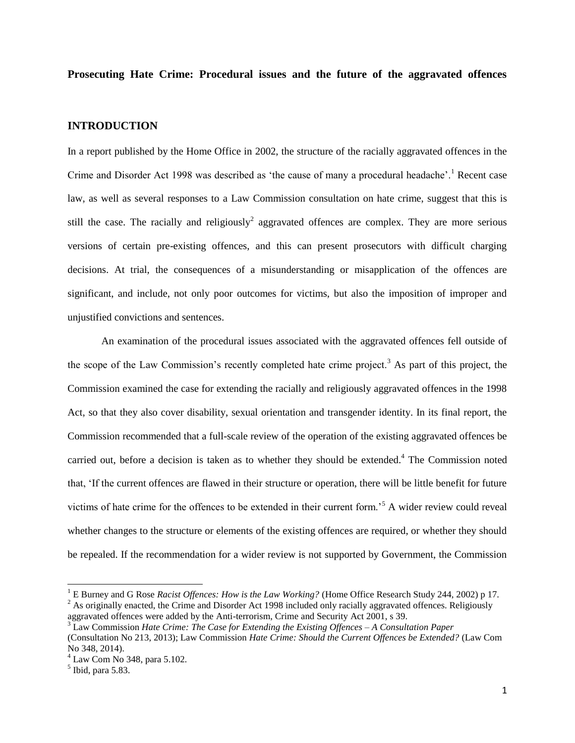**Prosecuting Hate Crime: Procedural issues and the future of the aggravated offences**

## INTRODUCTION

In a report published by the Home Office in 2002, the structure of the racially aggravated offences in the Crime and Disorder Act 1998 was described as 'the cause of many a procedural headache'.[1] Recent case law, as well as several responses to a Law Commission consultation on hate crime, suggest that this is still the case. The racially and religiously[2] aggravated offences are complex. They are more serious versions of certain pre-existing offences, and this can present prosecutors with difficult charging decisions. At trial, the consequences of a misunderstanding or misapplication of the offences are significant, and include, not only poor outcomes for victims, but also the imposition of improper and unjustified convictions and sentences.

An examination of the procedural issues associated with the aggravated offences fell outside of the scope of the Law Commission's recently completed hate crime project.[3] As part of this project, the Commission examined the case for extending the racially and religiously aggravated offences in the 1998 Act, so that they also cover disability, sexual orientation and transgender identity. In its final report, the Commission recommended that a full-scale review of the operation of the existing aggravated offences be carried out, before a decision is taken as to whether they should be extended.[4] The Commission noted that, 'If the current offences are flawed in their structure or operation, there will be little benefit for future victims of hate crime for the offences to be extended in their current form.'[5] A wider review could reveal whether changes to the structure or elements of the existing offences are required, or whether they should be repealed. If the recommendation for a wider review is not supported by Government, the Commission

---

[1] E Burney and G Rose *Racist Offences: How is the Law Working?* (Home Office Research Study 244, 2002) p 17.

[2] As originally enacted, the Crime and Disorder Act 1998 included only racially aggravated offences. Religiously aggravated offences were added by the Anti-terrorism, Crime and Security Act 2001, s 39.

[3] Law Commission *Hate Crime: The Case for Extending the Existing Offences – A Consultation Paper* (Consultation No 213, 2013); Law Commission *Hate Crime: Should the Current Offences be Extended?* (Law Com No 348, 2014).

[4] Law Com No 348, para 5.102.

[5] Ibid, para 5.83.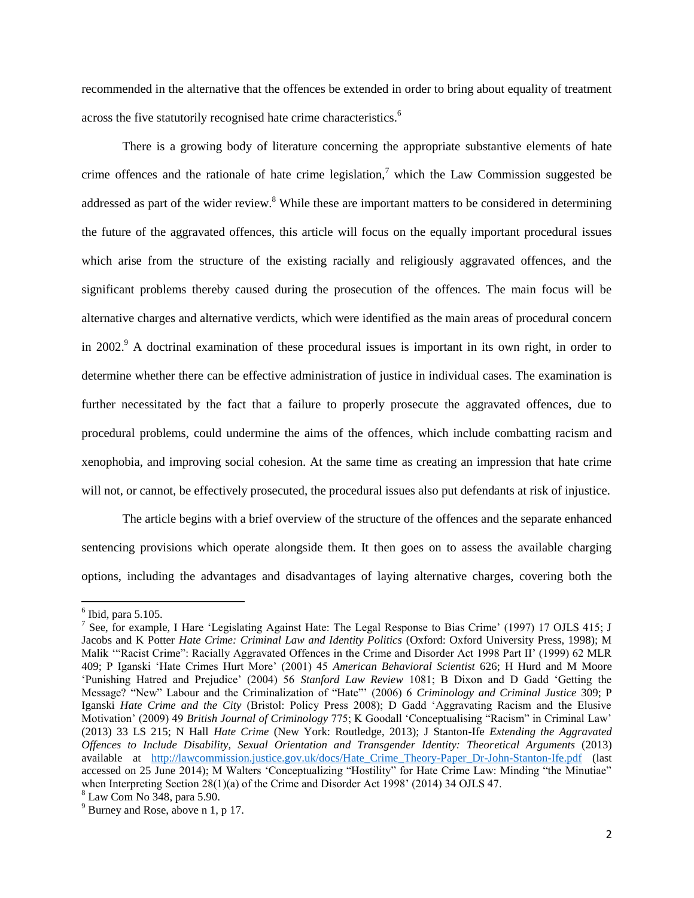recommended in the alternative that the offences be extended in order to bring about equality of treatment across the five statutorily recognised hate crime characteristics.[6]

There is a growing body of literature concerning the appropriate substantive elements of hate crime offences and the rationale of hate crime legislation,[7] which the Law Commission suggested be addressed as part of the wider review.[8] While these are important matters to be considered in determining the future of the aggravated offences, this article will focus on the equally important procedural issues which arise from the structure of the existing racially and religiously aggravated offences, and the significant problems thereby caused during the prosecution of the offences. The main focus will be alternative charges and alternative verdicts, which were identified as the main areas of procedural concern in 2002.[9] A doctrinal examination of these procedural issues is important in its own right, in order to determine whether there can be effective administration of justice in individual cases. The examination is further necessitated by the fact that a failure to properly prosecute the aggravated offences, due to procedural problems, could undermine the aims of the offences, which include combatting racism and xenophobia, and improving social cohesion. At the same time as creating an impression that hate crime will not, or cannot, be effectively prosecuted, the procedural issues also put defendants at risk of injustice.

The article begins with a brief overview of the structure of the offences and the separate enhanced sentencing provisions which operate alongside them. It then goes on to assess the available charging options, including the advantages and disadvantages of laying alternative charges, covering both the

---

[6] Ibid, para 5.105.

[7] See, for example, I Hare 'Legislating Against Hate: The Legal Response to Bias Crime' (1997) 17 OJLS 415; J Jacobs and K Potter *Hate Crime: Criminal Law and Identity Politics* (Oxford: Oxford University Press, 1998); M Malik '"Racist Crime": Racially Aggravated Offences in the Crime and Disorder Act 1998 Part II' (1999) 62 MLR 409; P Iganski 'Hate Crimes Hurt More' (2001) 45 *American Behavioral Scientist* 626; H Hurd and M Moore 'Punishing Hatred and Prejudice' (2004) 56 *Stanford Law Review* 1081; B Dixon and D Gadd 'Getting the Message? "New" Labour and the Criminalization of "Hate"' (2006) 6 *Criminology and Criminal Justice* 309; P Iganski *Hate Crime and the City* (Bristol: Policy Press 2008); D Gadd 'Aggravating Racism and the Elusive Motivation' (2009) 49 *British Journal of Criminology* 775; K Goodall 'Conceptualising "Racism" in Criminal Law' (2013) 33 LS 215; N Hall *Hate Crime* (New York: Routledge, 2013); J Stanton-Ife *Extending the Aggravated Offences to Include Disability, Sexual Orientation and Transgender Identity: Theoretical Arguments* (2013) available at http://lawcommission.justice.gov.uk/docs/Hate_Crime_Theory-Paper_Dr-John-Stanton-Ife.pdf (last accessed on 25 June 2014); M Walters 'Conceptualizing "Hostility" for Hate Crime Law: Minding "the Minutiae" when Interpreting Section 28(1)(a) of the Crime and Disorder Act 1998' (2014) 34 OJLS 47.

[8] Law Com No 348, para 5.90.

[9] Burney and Rose, above n 1, p 17.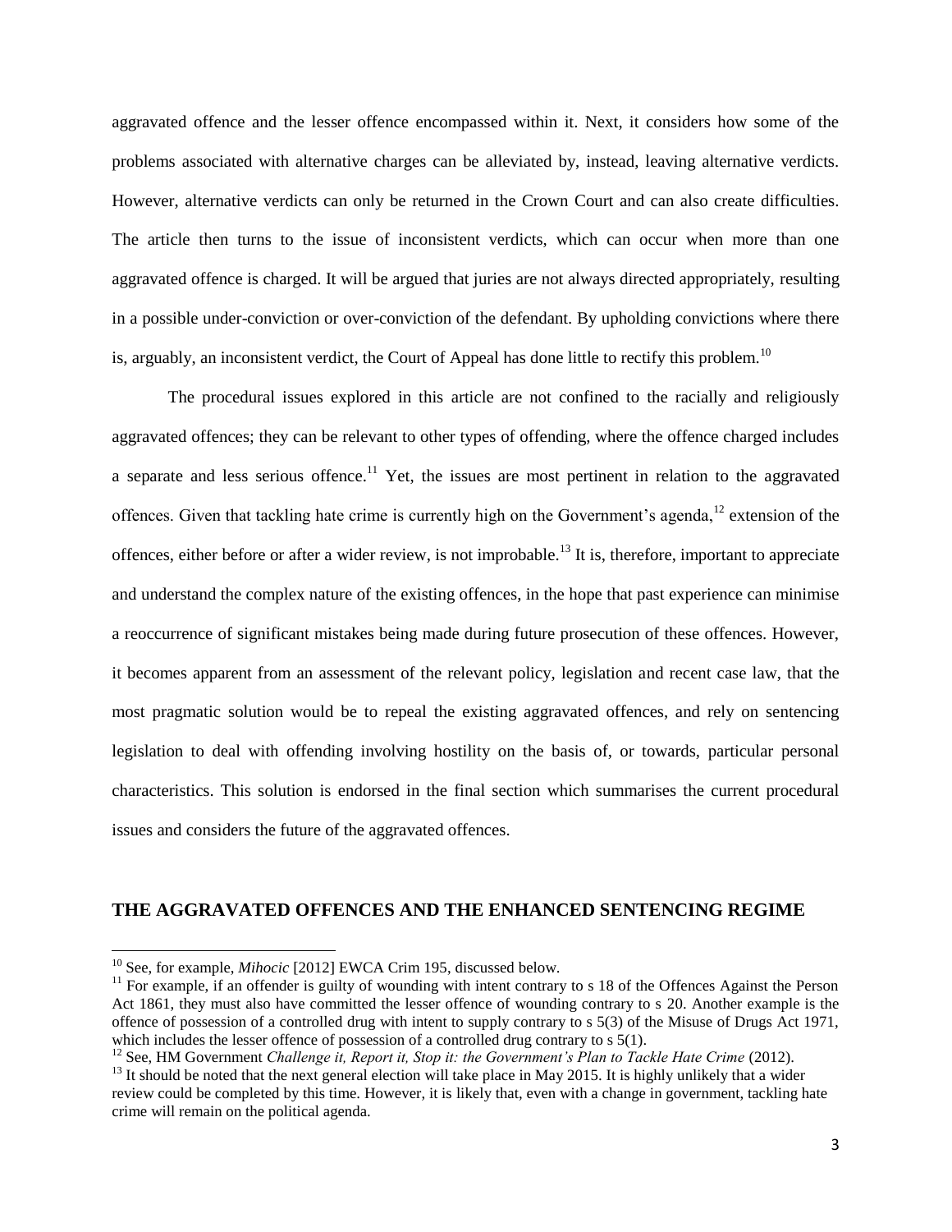aggravated offence and the lesser offence encompassed within it. Next, it considers how some of the problems associated with alternative charges can be alleviated by, instead, leaving alternative verdicts. However, alternative verdicts can only be returned in the Crown Court and can also create difficulties. The article then turns to the issue of inconsistent verdicts, which can occur when more than one aggravated offence is charged. It will be argued that juries are not always directed appropriately, resulting in a possible under-conviction or over-conviction of the defendant. By upholding convictions where there is, arguably, an inconsistent verdict, the Court of Appeal has done little to rectify this problem.[10]

The procedural issues explored in this article are not confined to the racially and religiously aggravated offences; they can be relevant to other types of offending, where the offence charged includes a separate and less serious offence.[11] Yet, the issues are most pertinent in relation to the aggravated offences. Given that tackling hate crime is currently high on the Government's agenda,[12] extension of the offences, either before or after a wider review, is not improbable.[13] It is, therefore, important to appreciate and understand the complex nature of the existing offences, in the hope that past experience can minimise a reoccurrence of significant mistakes being made during future prosecution of these offences. However, it becomes apparent from an assessment of the relevant policy, legislation and recent case law, that the most pragmatic solution would be to repeal the existing aggravated offences, and rely on sentencing legislation to deal with offending involving hostility on the basis of, or towards, particular personal characteristics. This solution is endorsed in the final section which summarises the current procedural issues and considers the future of the aggravated offences.

## THE AGGRAVATED OFFENCES AND THE ENHANCED SENTENCING REGIME

[10] See, for example, *Mihocic* [2012] EWCA Crim 195, discussed below.

[11] For example, if an offender is guilty of wounding with intent contrary to s 18 of the Offences Against the Person Act 1861, they must also have committed the lesser offence of wounding contrary to s 20. Another example is the offence of possession of a controlled drug with intent to supply contrary to s 5(3) of the Misuse of Drugs Act 1971, which includes the lesser offence of possession of a controlled drug contrary to s 5(1).

[12] See, HM Government *Challenge it, Report it, Stop it: the Government's Plan to Tackle Hate Crime* (2012).

[13] It should be noted that the next general election will take place in May 2015. It is highly unlikely that a wider review could be completed by this time. However, it is likely that, even with a change in government, tackling hate crime will remain on the political agenda.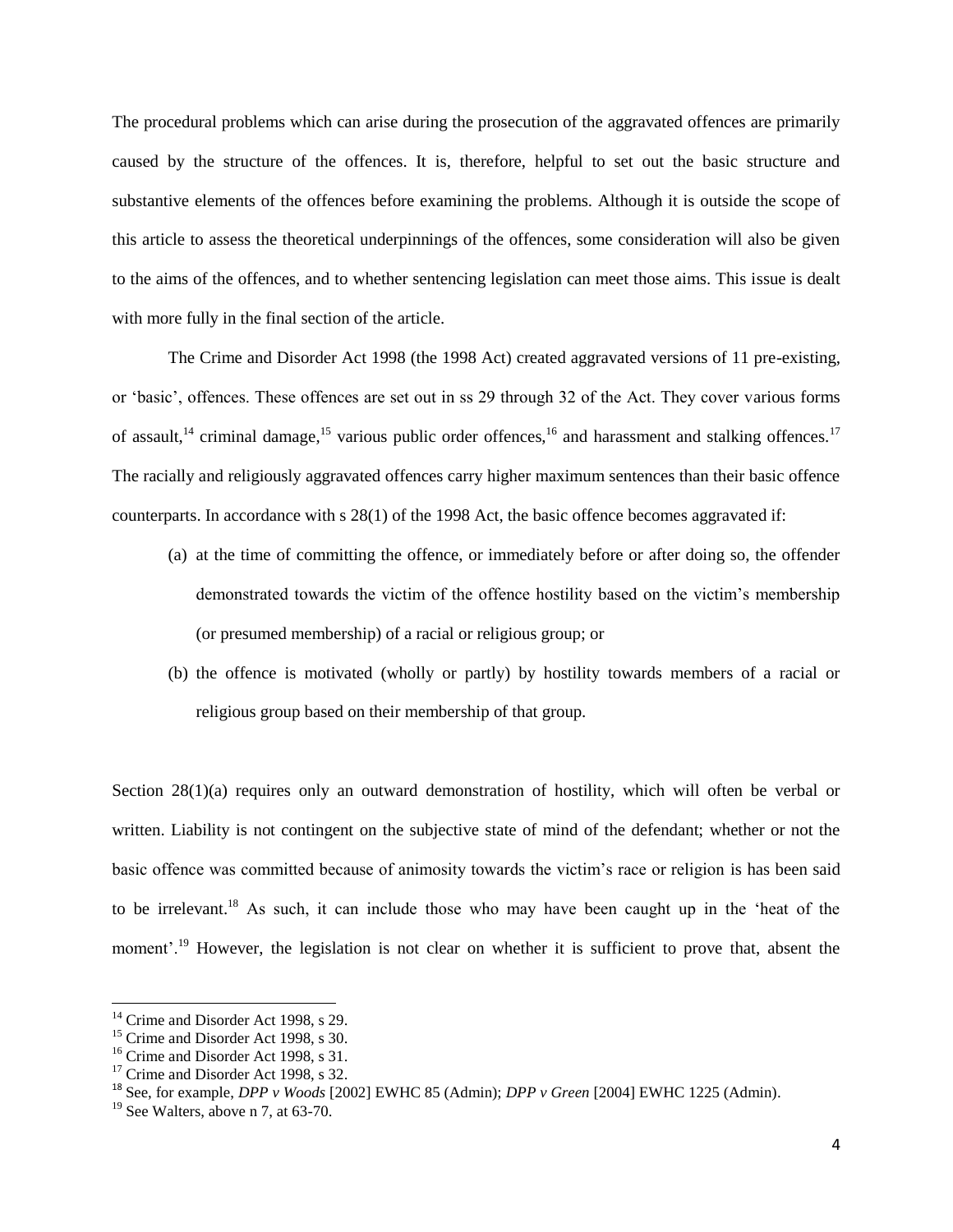The procedural problems which can arise during the prosecution of the aggravated offences are primarily caused by the structure of the offences. It is, therefore, helpful to set out the basic structure and substantive elements of the offences before examining the problems. Although it is outside the scope of this article to assess the theoretical underpinnings of the offences, some consideration will also be given to the aims of the offences, and to whether sentencing legislation can meet those aims. This issue is dealt with more fully in the final section of the article.

The Crime and Disorder Act 1998 (the 1998 Act) created aggravated versions of 11 pre-existing, or 'basic', offences. These offences are set out in ss 29 through 32 of the Act. They cover various forms of assault,[14] criminal damage,[15] various public order offences,[16] and harassment and stalking offences.[17] The racially and religiously aggravated offences carry higher maximum sentences than their basic offence counterparts. In accordance with s 28(1) of the 1998 Act, the basic offence becomes aggravated if:

(a) at the time of committing the offence, or immediately before or after doing so, the offender demonstrated towards the victim of the offence hostility based on the victim's membership (or presumed membership) of a racial or religious group; or

(b) the offence is motivated (wholly or partly) by hostility towards members of a racial or religious group based on their membership of that group.

Section 28(1)(a) requires only an outward demonstration of hostility, which will often be verbal or written. Liability is not contingent on the subjective state of mind of the defendant; whether or not the basic offence was committed because of animosity towards the victim's race or religion is has been said to be irrelevant.[18] As such, it can include those who may have been caught up in the 'heat of the moment'.[19] However, the legislation is not clear on whether it is sufficient to prove that, absent the

---

[14] Crime and Disorder Act 1998, s 29.

[15] Crime and Disorder Act 1998, s 30.

[16] Crime and Disorder Act 1998, s 31.

[17] Crime and Disorder Act 1998, s 32.

[18] See, for example, *DPP v Woods* [2002] EWHC 85 (Admin); *DPP v Green* [2004] EWHC 1225 (Admin).

[19] See Walters, above n 7, at 63-70.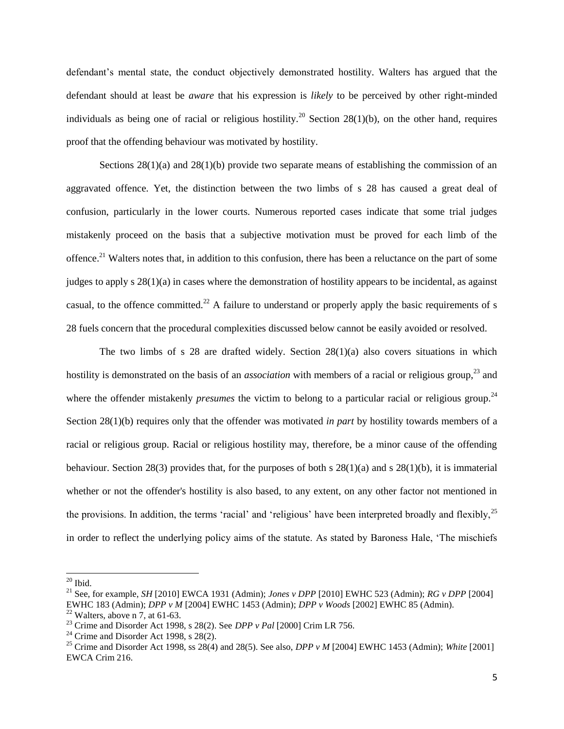defendant's mental state, the conduct objectively demonstrated hostility. Walters has argued that the defendant should at least be *aware* that his expression is *likely* to be perceived by other right-minded individuals as being one of racial or religious hostility.[20] Section 28(1)(b), on the other hand, requires proof that the offending behaviour was motivated by hostility.

Sections 28(1)(a) and 28(1)(b) provide two separate means of establishing the commission of an aggravated offence. Yet, the distinction between the two limbs of s 28 has caused a great deal of confusion, particularly in the lower courts. Numerous reported cases indicate that some trial judges mistakenly proceed on the basis that a subjective motivation must be proved for each limb of the offence.[21] Walters notes that, in addition to this confusion, there has been a reluctance on the part of some judges to apply s 28(1)(a) in cases where the demonstration of hostility appears to be incidental, as against casual, to the offence committed.[22] A failure to understand or properly apply the basic requirements of s 28 fuels concern that the procedural complexities discussed below cannot be easily avoided or resolved.

The two limbs of s 28 are drafted widely. Section 28(1)(a) also covers situations in which hostility is demonstrated on the basis of an *association* with members of a racial or religious group,[23] and where the offender mistakenly *presumes* the victim to belong to a particular racial or religious group.[24] Section 28(1)(b) requires only that the offender was motivated *in part* by hostility towards members of a racial or religious group. Racial or religious hostility may, therefore, be a minor cause of the offending behaviour. Section 28(3) provides that, for the purposes of both s 28(1)(a) and s 28(1)(b), it is immaterial whether or not the offender's hostility is also based, to any extent, on any other factor not mentioned in the provisions. In addition, the terms 'racial' and 'religious' have been interpreted broadly and flexibly,[25] in order to reflect the underlying policy aims of the statute. As stated by Baroness Hale, 'The mischiefs

---

[20] Ibid.

[21] See, for example, *SH* [2010] EWCA 1931 (Admin); *Jones v DPP* [2010] EWHC 523 (Admin); *RG v DPP* [2004] EWHC 183 (Admin); *DPP v M* [2004] EWHC 1453 (Admin); *DPP v Woods* [2002] EWHC 85 (Admin).

[22] Walters, above n 7, at 61-63.

[23] Crime and Disorder Act 1998, s 28(2). See *DPP v Pal* [2000] Crim LR 756.

[24] Crime and Disorder Act 1998, s 28(2).

[25] Crime and Disorder Act 1998, ss 28(4) and 28(5). See also, *DPP v M* [2004] EWHC 1453 (Admin); *White* [2001] EWCA Crim 216.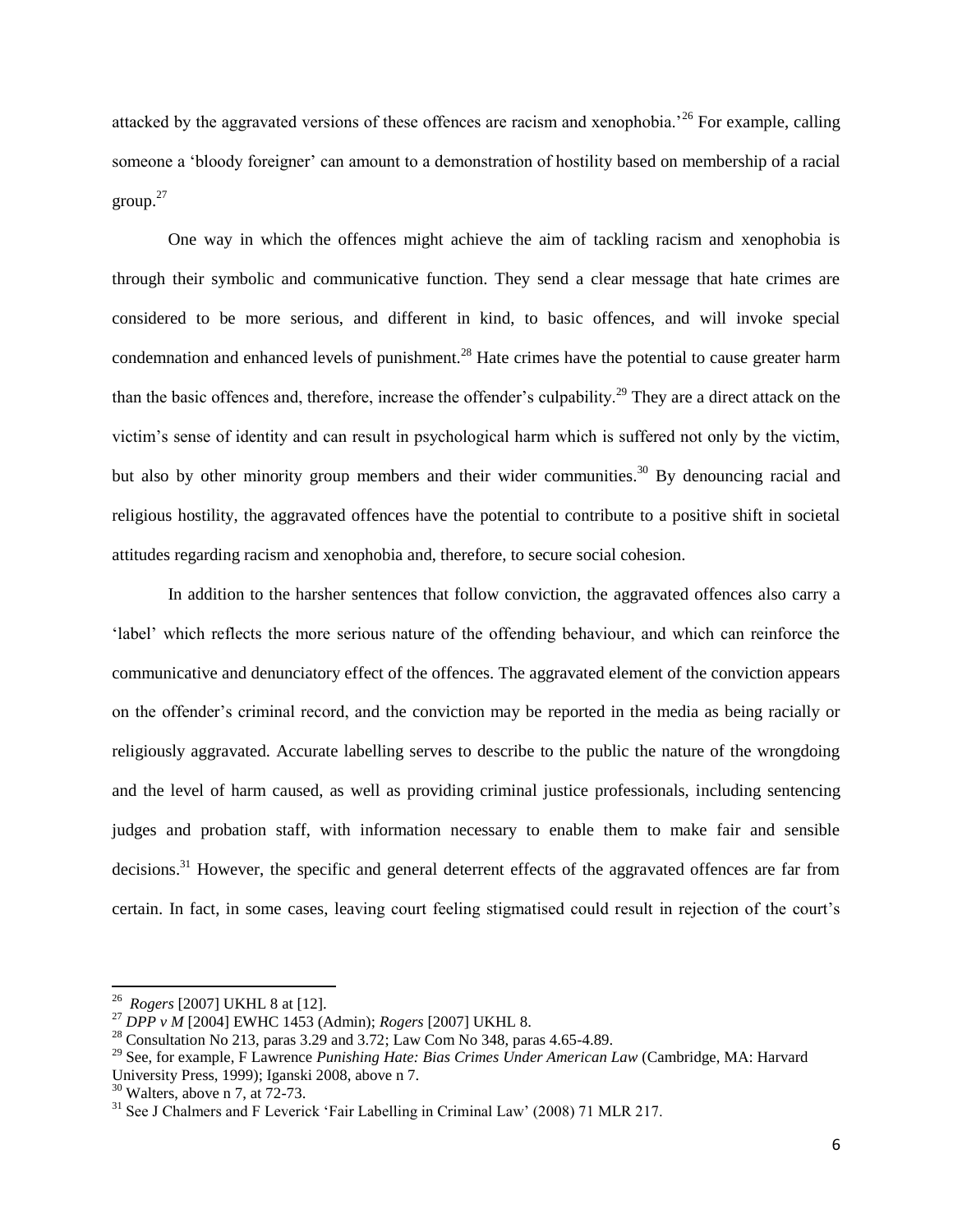attacked by the aggravated versions of these offences are racism and xenophobia.'[26] For example, calling someone a 'bloody foreigner' can amount to a demonstration of hostility based on membership of a racial group.[27]

One way in which the offences might achieve the aim of tackling racism and xenophobia is through their symbolic and communicative function. They send a clear message that hate crimes are considered to be more serious, and different in kind, to basic offences, and will invoke special condemnation and enhanced levels of punishment.[28] Hate crimes have the potential to cause greater harm than the basic offences and, therefore, increase the offender's culpability.[29] They are a direct attack on the victim's sense of identity and can result in psychological harm which is suffered not only by the victim, but also by other minority group members and their wider communities.[30] By denouncing racial and religious hostility, the aggravated offences have the potential to contribute to a positive shift in societal attitudes regarding racism and xenophobia and, therefore, to secure social cohesion.

In addition to the harsher sentences that follow conviction, the aggravated offences also carry a 'label' which reflects the more serious nature of the offending behaviour, and which can reinforce the communicative and denunciatory effect of the offences. The aggravated element of the conviction appears on the offender's criminal record, and the conviction may be reported in the media as being racially or religiously aggravated. Accurate labelling serves to describe to the public the nature of the wrongdoing and the level of harm caused, as well as providing criminal justice professionals, including sentencing judges and probation staff, with information necessary to enable them to make fair and sensible decisions.[31] However, the specific and general deterrent effects of the aggravated offences are far from certain. In fact, in some cases, leaving court feeling stigmatised could result in rejection of the court's

---

[26] *Rogers* [2007] UKHL 8 at [12].

[27] *DPP v M* [2004] EWHC 1453 (Admin); *Rogers* [2007] UKHL 8.

[28] Consultation No 213, paras 3.29 and 3.72; Law Com No 348, paras 4.65-4.89.

[29] See, for example, F Lawrence *Punishing Hate: Bias Crimes Under American Law* (Cambridge, MA: Harvard University Press, 1999); Iganski 2008, above n 7.

[30] Walters, above n 7, at 72-73.

[31] See J Chalmers and F Leverick 'Fair Labelling in Criminal Law' (2008) 71 MLR 217.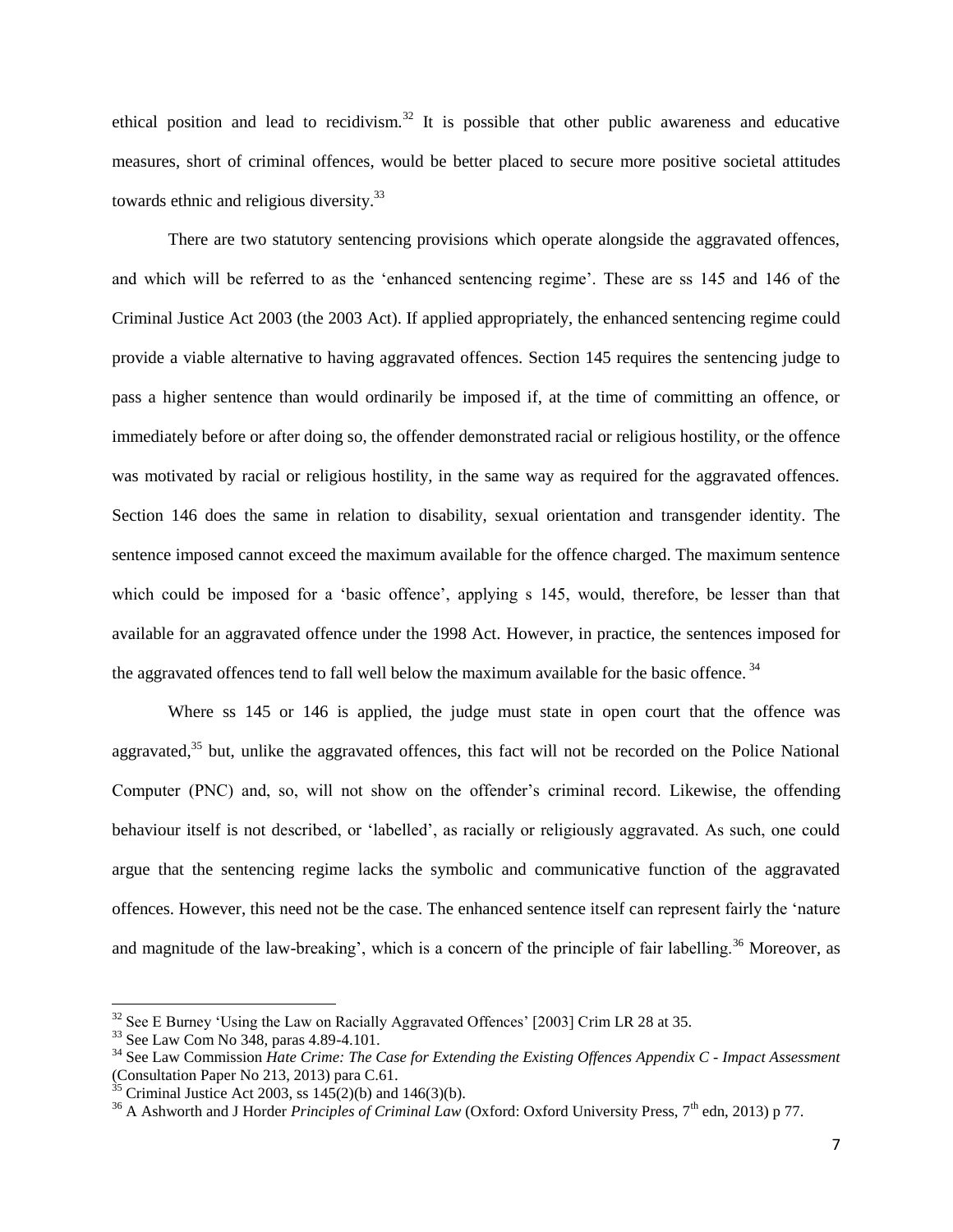ethical position and lead to recidivism.[32] It is possible that other public awareness and educative measures, short of criminal offences, would be better placed to secure more positive societal attitudes towards ethnic and religious diversity.[33]

There are two statutory sentencing provisions which operate alongside the aggravated offences, and which will be referred to as the 'enhanced sentencing regime'. These are ss 145 and 146 of the Criminal Justice Act 2003 (the 2003 Act). If applied appropriately, the enhanced sentencing regime could provide a viable alternative to having aggravated offences. Section 145 requires the sentencing judge to pass a higher sentence than would ordinarily be imposed if, at the time of committing an offence, or immediately before or after doing so, the offender demonstrated racial or religious hostility, or the offence was motivated by racial or religious hostility, in the same way as required for the aggravated offences. Section 146 does the same in relation to disability, sexual orientation and transgender identity. The sentence imposed cannot exceed the maximum available for the offence charged. The maximum sentence which could be imposed for a 'basic offence', applying s 145, would, therefore, be lesser than that available for an aggravated offence under the 1998 Act. However, in practice, the sentences imposed for the aggravated offences tend to fall well below the maximum available for the basic offence.[34]

Where ss 145 or 146 is applied, the judge must state in open court that the offence was aggravated,[35] but, unlike the aggravated offences, this fact will not be recorded on the Police National Computer (PNC) and, so, will not show on the offender's criminal record. Likewise, the offending behaviour itself is not described, or 'labelled', as racially or religiously aggravated. As such, one could argue that the sentencing regime lacks the symbolic and communicative function of the aggravated offences. However, this need not be the case. The enhanced sentence itself can represent fairly the 'nature and magnitude of the law-breaking', which is a concern of the principle of fair labelling.[36] Moreover, as

---

[32] See E Burney 'Using the Law on Racially Aggravated Offences' [2003] Crim LR 28 at 35.

[33] See Law Com No 348, paras 4.89-4.101.

[34] See Law Commission *Hate Crime: The Case for Extending the Existing Offences Appendix C - Impact Assessment* (Consultation Paper No 213, 2013) para C.61.

[35] Criminal Justice Act 2003, ss 145(2)(b) and 146(3)(b).

[36] A Ashworth and J Horder *Principles of Criminal Law* (Oxford: Oxford University Press, 7th edn, 2013) p 77.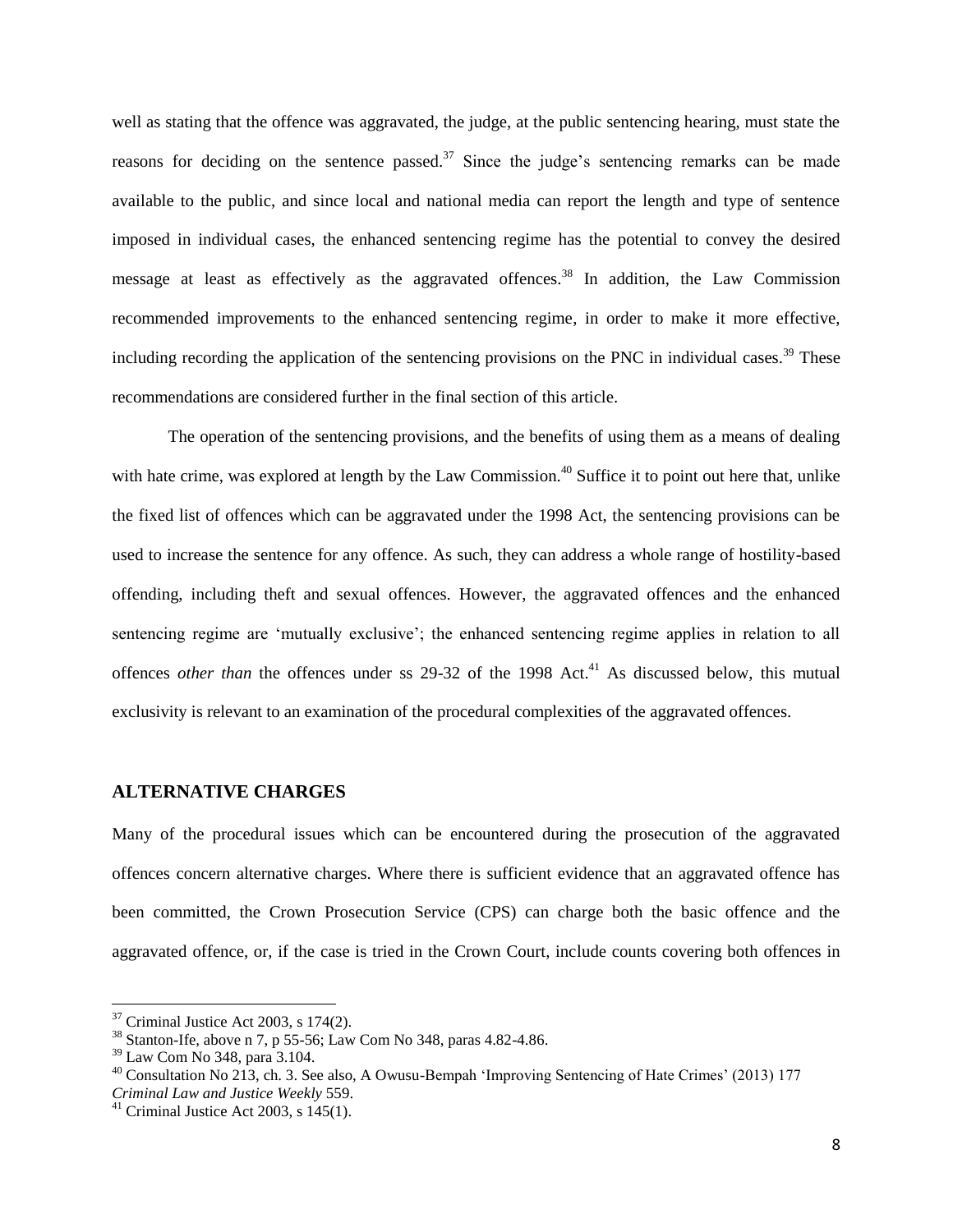well as stating that the offence was aggravated, the judge, at the public sentencing hearing, must state the reasons for deciding on the sentence passed.[37] Since the judge's sentencing remarks can be made available to the public, and since local and national media can report the length and type of sentence imposed in individual cases, the enhanced sentencing regime has the potential to convey the desired message at least as effectively as the aggravated offences.[38] In addition, the Law Commission recommended improvements to the enhanced sentencing regime, in order to make it more effective, including recording the application of the sentencing provisions on the PNC in individual cases.[39] These recommendations are considered further in the final section of this article.

The operation of the sentencing provisions, and the benefits of using them as a means of dealing with hate crime, was explored at length by the Law Commission.[40] Suffice it to point out here that, unlike the fixed list of offences which can be aggravated under the 1998 Act, the sentencing provisions can be used to increase the sentence for any offence. As such, they can address a whole range of hostility-based offending, including theft and sexual offences. However, the aggravated offences and the enhanced sentencing regime are 'mutually exclusive'; the enhanced sentencing regime applies in relation to all offences *other than* the offences under ss 29-32 of the 1998 Act.[41] As discussed below, this mutual exclusivity is relevant to an examination of the procedural complexities of the aggravated offences.

## ALTERNATIVE CHARGES

Many of the procedural issues which can be encountered during the prosecution of the aggravated offences concern alternative charges. Where there is sufficient evidence that an aggravated offence has been committed, the Crown Prosecution Service (CPS) can charge both the basic offence and the aggravated offence, or, if the case is tried in the Crown Court, include counts covering both offences in

---

[37] Criminal Justice Act 2003, s 174(2).

[38] Stanton-Ife, above n 7, p 55-56; Law Com No 348, paras 4.82-4.86.

[39] Law Com No 348, para 3.104.

[40] Consultation No 213, ch. 3. See also, A Owusu-Bempah 'Improving Sentencing of Hate Crimes' (2013) 177 *Criminal Law and Justice Weekly* 559.

[41] Criminal Justice Act 2003, s 145(1).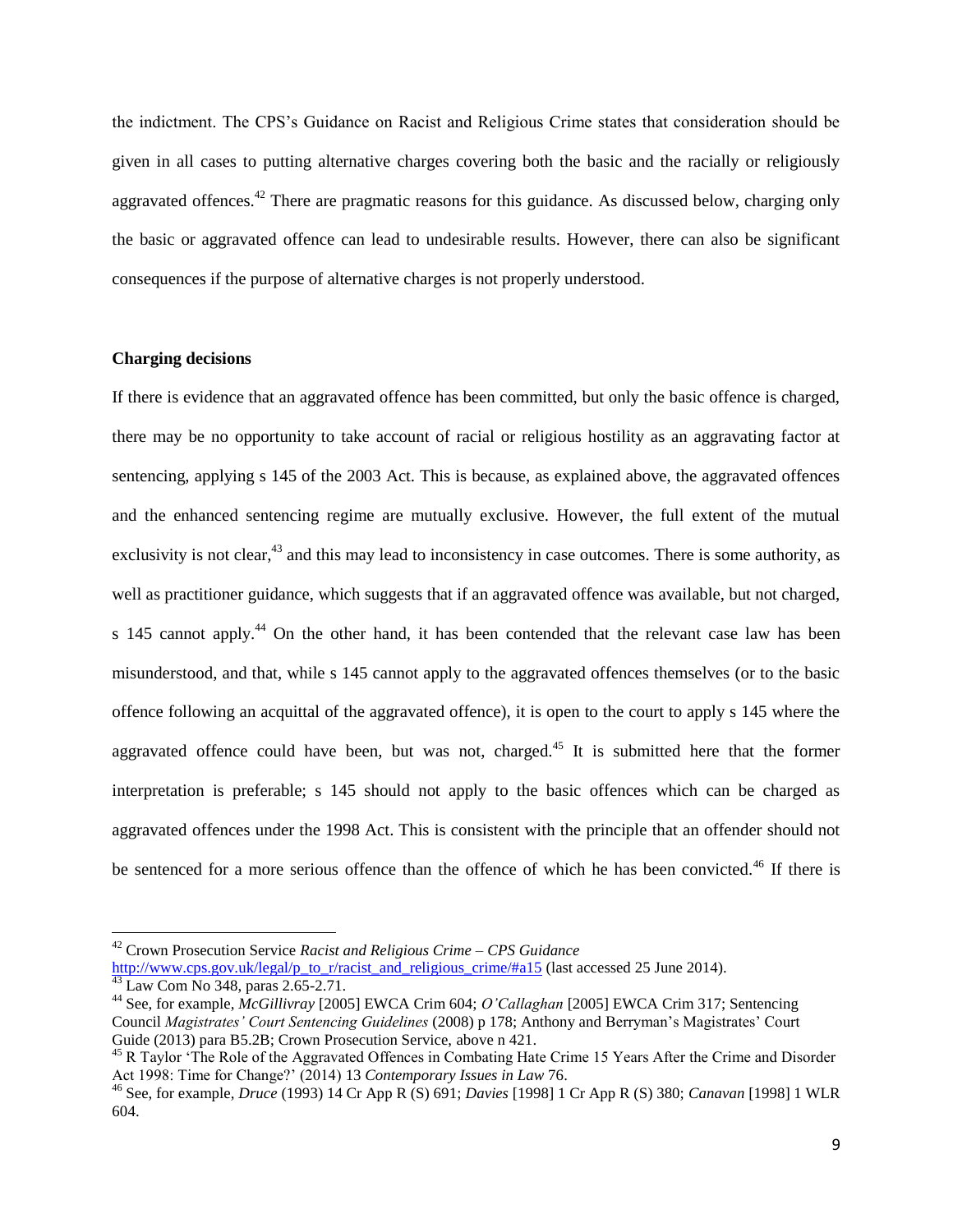the indictment. The CPS's Guidance on Racist and Religious Crime states that consideration should be given in all cases to putting alternative charges covering both the basic and the racially or religiously aggravated offences.[42] There are pragmatic reasons for this guidance. As discussed below, charging only the basic or aggravated offence can lead to undesirable results. However, there can also be significant consequences if the purpose of alternative charges is not properly understood.

**Charging decisions**

If there is evidence that an aggravated offence has been committed, but only the basic offence is charged, there may be no opportunity to take account of racial or religious hostility as an aggravating factor at sentencing, applying s 145 of the 2003 Act. This is because, as explained above, the aggravated offences and the enhanced sentencing regime are mutually exclusive. However, the full extent of the mutual exclusivity is not clear,[43] and this may lead to inconsistency in case outcomes. There is some authority, as well as practitioner guidance, which suggests that if an aggravated offence was available, but not charged, s 145 cannot apply.[44] On the other hand, it has been contended that the relevant case law has been misunderstood, and that, while s 145 cannot apply to the aggravated offences themselves (or to the basic offence following an acquittal of the aggravated offence), it is open to the court to apply s 145 where the aggravated offence could have been, but was not, charged.[45] It is submitted here that the former interpretation is preferable; s 145 should not apply to the basic offences which can be charged as aggravated offences under the 1998 Act. This is consistent with the principle that an offender should not be sentenced for a more serious offence than the offence of which he has been convicted.[46] If there is

---

[42] Crown Prosecution Service *Racist and Religious Crime – CPS Guidance* http://www.cps.gov.uk/legal/p_to_r/racist_and_religious_crime/#a15 (last accessed 25 June 2014).

[43] Law Com No 348, paras 2.65-2.71.

[44] See, for example, *McGillivray* [2005] EWCA Crim 604; *O'Callaghan* [2005] EWCA Crim 317; Sentencing Council *Magistrates' Court Sentencing Guidelines* (2008) p 178; Anthony and Berryman's Magistrates' Court Guide (2013) para B5.2B; Crown Prosecution Service, above n 421.

[45] R Taylor 'The Role of the Aggravated Offences in Combating Hate Crime 15 Years After the Crime and Disorder Act 1998: Time for Change?' (2014) 13 *Contemporary Issues in Law* 76.

[46] See, for example, *Druce* (1993) 14 Cr App R (S) 691; *Davies* [1998] 1 Cr App R (S) 380; *Canavan* [1998] 1 WLR 604.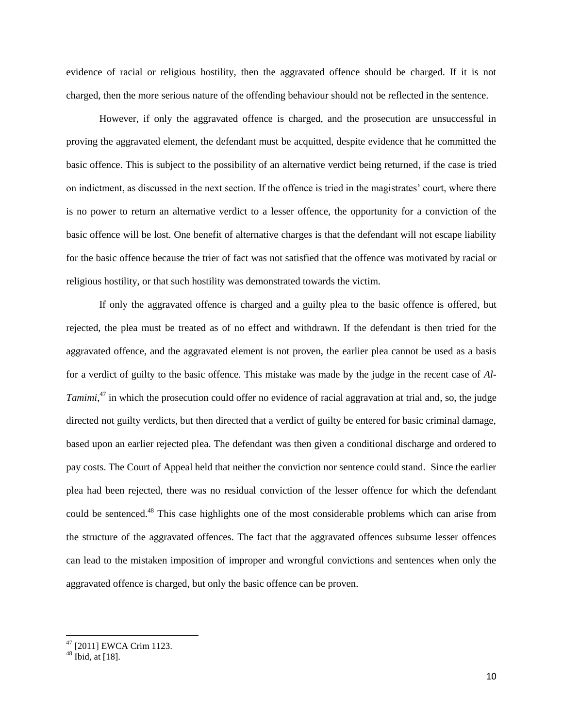evidence of racial or religious hostility, then the aggravated offence should be charged. If it is not charged, then the more serious nature of the offending behaviour should not be reflected in the sentence.

However, if only the aggravated offence is charged, and the prosecution are unsuccessful in proving the aggravated element, the defendant must be acquitted, despite evidence that he committed the basic offence. This is subject to the possibility of an alternative verdict being returned, if the case is tried on indictment, as discussed in the next section. If the offence is tried in the magistrates' court, where there is no power to return an alternative verdict to a lesser offence, the opportunity for a conviction of the basic offence will be lost. One benefit of alternative charges is that the defendant will not escape liability for the basic offence because the trier of fact was not satisfied that the offence was motivated by racial or religious hostility, or that such hostility was demonstrated towards the victim.

If only the aggravated offence is charged and a guilty plea to the basic offence is offered, but rejected, the plea must be treated as of no effect and withdrawn. If the defendant is then tried for the aggravated offence, and the aggravated element is not proven, the earlier plea cannot be used as a basis for a verdict of guilty to the basic offence. This mistake was made by the judge in the recent case of *Al-Tamimi*,[47] in which the prosecution could offer no evidence of racial aggravation at trial and, so, the judge directed not guilty verdicts, but then directed that a verdict of guilty be entered for basic criminal damage, based upon an earlier rejected plea. The defendant was then given a conditional discharge and ordered to pay costs. The Court of Appeal held that neither the conviction nor sentence could stand. Since the earlier plea had been rejected, there was no residual conviction of the lesser offence for which the defendant could be sentenced.[48] This case highlights one of the most considerable problems which can arise from the structure of the aggravated offences. The fact that the aggravated offences subsume lesser offences can lead to the mistaken imposition of improper and wrongful convictions and sentences when only the aggravated offence is charged, but only the basic offence can be proven.

[47] [2011] EWCA Crim 1123.

[48] Ibid, at [18].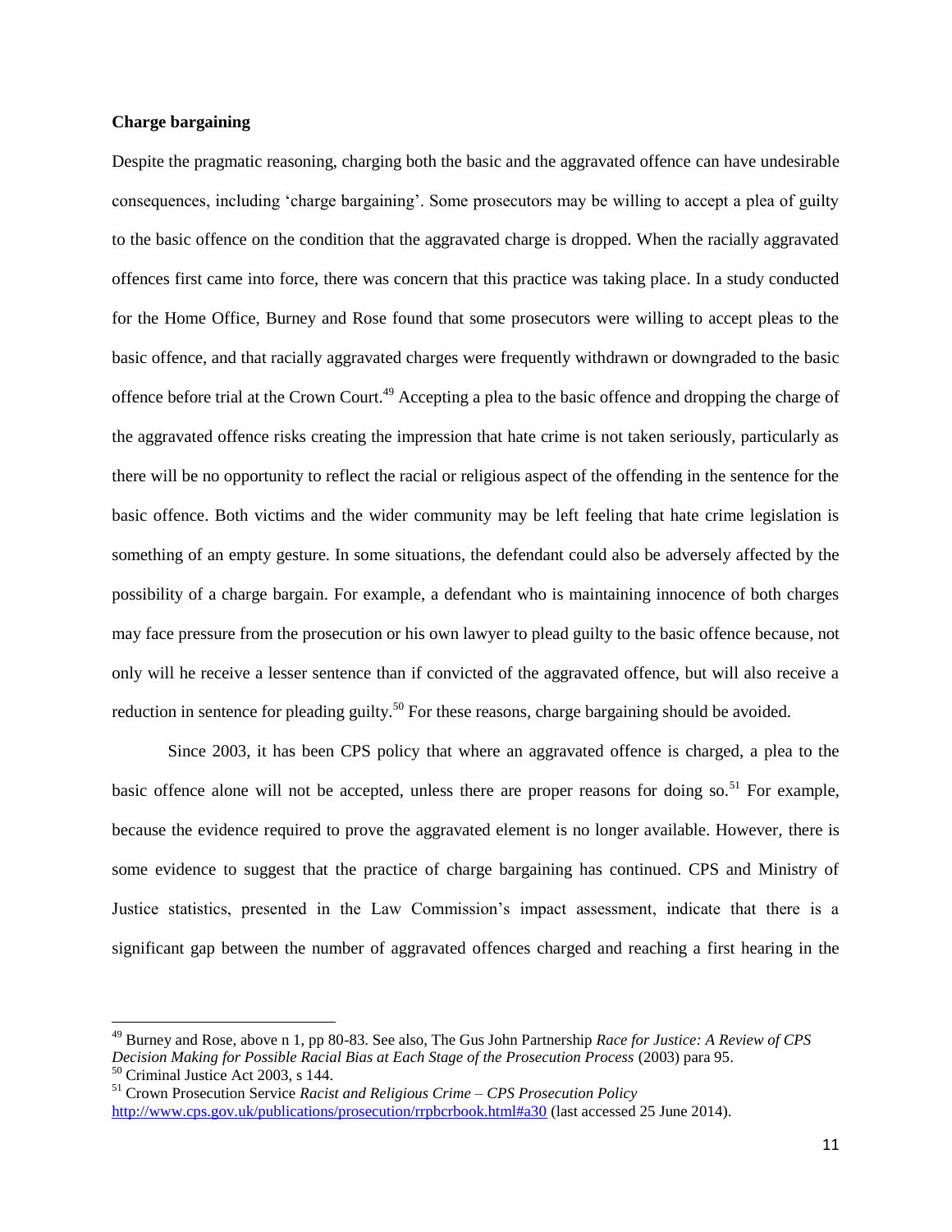**Charge bargaining**

Despite the pragmatic reasoning, charging both the basic and the aggravated offence can have undesirable consequences, including 'charge bargaining'. Some prosecutors may be willing to accept a plea of guilty to the basic offence on the condition that the aggravated charge is dropped. When the racially aggravated offences first came into force, there was concern that this practice was taking place. In a study conducted for the Home Office, Burney and Rose found that some prosecutors were willing to accept pleas to the basic offence, and that racially aggravated charges were frequently withdrawn or downgraded to the basic offence before trial at the Crown Court.[49] Accepting a plea to the basic offence and dropping the charge of the aggravated offence risks creating the impression that hate crime is not taken seriously, particularly as there will be no opportunity to reflect the racial or religious aspect of the offending in the sentence for the basic offence. Both victims and the wider community may be left feeling that hate crime legislation is something of an empty gesture. In some situations, the defendant could also be adversely affected by the possibility of a charge bargain. For example, a defendant who is maintaining innocence of both charges may face pressure from the prosecution or his own lawyer to plead guilty to the basic offence because, not only will he receive a lesser sentence than if convicted of the aggravated offence, but will also receive a reduction in sentence for pleading guilty.[50] For these reasons, charge bargaining should be avoided.

Since 2003, it has been CPS policy that where an aggravated offence is charged, a plea to the basic offence alone will not be accepted, unless there are proper reasons for doing so.[51] For example, because the evidence required to prove the aggravated element is no longer available. However, there is some evidence to suggest that the practice of charge bargaining has continued. CPS and Ministry of Justice statistics, presented in the Law Commission's impact assessment, indicate that there is a significant gap between the number of aggravated offences charged and reaching a first hearing in the

---

[49] Burney and Rose, above n 1, pp 80-83. See also, The Gus John Partnership *Race for Justice: A Review of CPS Decision Making for Possible Racial Bias at Each Stage of the Prosecution Process* (2003) para 95.

[50] Criminal Justice Act 2003, s 144.

[51] Crown Prosecution Service *Racist and Religious Crime – CPS Prosecution Policy* http://www.cps.gov.uk/publications/prosecution/rrpbcrbook.html#a30 (last accessed 25 June 2014).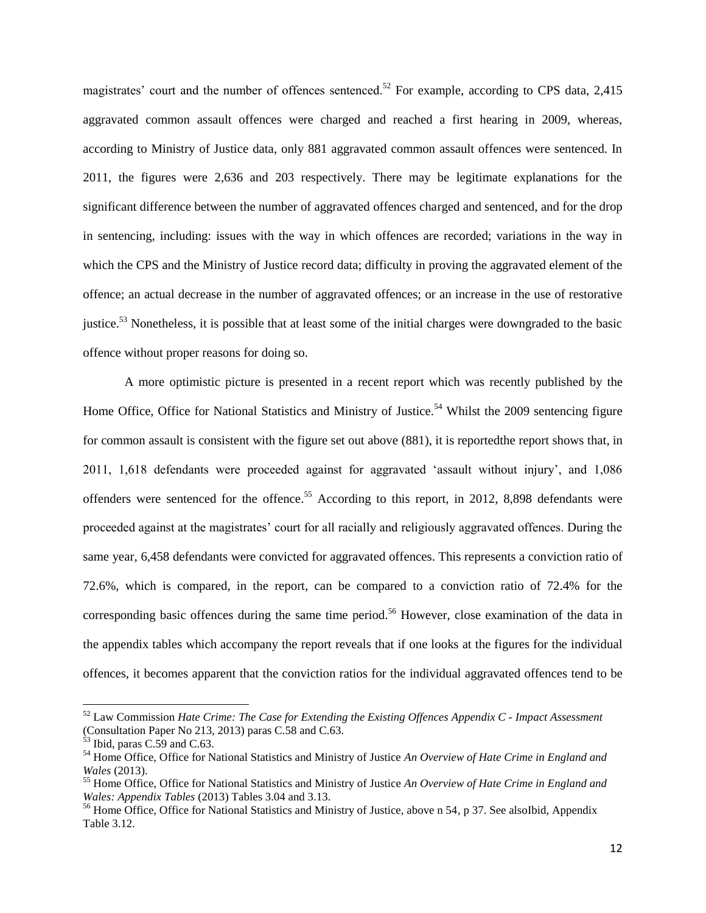magistrates' court and the number of offences sentenced.[52] For example, according to CPS data, 2,415 aggravated common assault offences were charged and reached a first hearing in 2009, whereas, according to Ministry of Justice data, only 881 aggravated common assault offences were sentenced. In 2011, the figures were 2,636 and 203 respectively. There may be legitimate explanations for the significant difference between the number of aggravated offences charged and sentenced, and for the drop in sentencing, including: issues with the way in which offences are recorded; variations in the way in which the CPS and the Ministry of Justice record data; difficulty in proving the aggravated element of the offence; an actual decrease in the number of aggravated offences; or an increase in the use of restorative justice.[53] Nonetheless, it is possible that at least some of the initial charges were downgraded to the basic offence without proper reasons for doing so.

A more optimistic picture is presented in a recent report which was recently published by the Home Office, Office for National Statistics and Ministry of Justice.[54] Whilst the 2009 sentencing figure for common assault is consistent with the figure set out above (881), it is reportedthe report shows that, in 2011, 1,618 defendants were proceeded against for aggravated 'assault without injury', and 1,086 offenders were sentenced for the offence.[55] According to this report, in 2012, 8,898 defendants were proceeded against at the magistrates' court for all racially and religiously aggravated offences. During the same year, 6,458 defendants were convicted for aggravated offences. This represents a conviction ratio of 72.6%, which is compared, in the report, can be compared to a conviction ratio of 72.4% for the corresponding basic offences during the same time period.[56] However, close examination of the data in the appendix tables which accompany the report reveals that if one looks at the figures for the individual offences, it becomes apparent that the conviction ratios for the individual aggravated offences tend to be

---

[52] Law Commission *Hate Crime: The Case for Extending the Existing Offences Appendix C - Impact Assessment* (Consultation Paper No 213, 2013) paras C.58 and C.63.

[53] Ibid, paras C.59 and C.63.

[54] Home Office, Office for National Statistics and Ministry of Justice *An Overview of Hate Crime in England and Wales* (2013).

[55] Home Office, Office for National Statistics and Ministry of Justice *An Overview of Hate Crime in England and Wales: Appendix Tables* (2013) Tables 3.04 and 3.13.

[56] Home Office, Office for National Statistics and Ministry of Justice, above n 54, p 37. See alsoIbid, Appendix Table 3.12.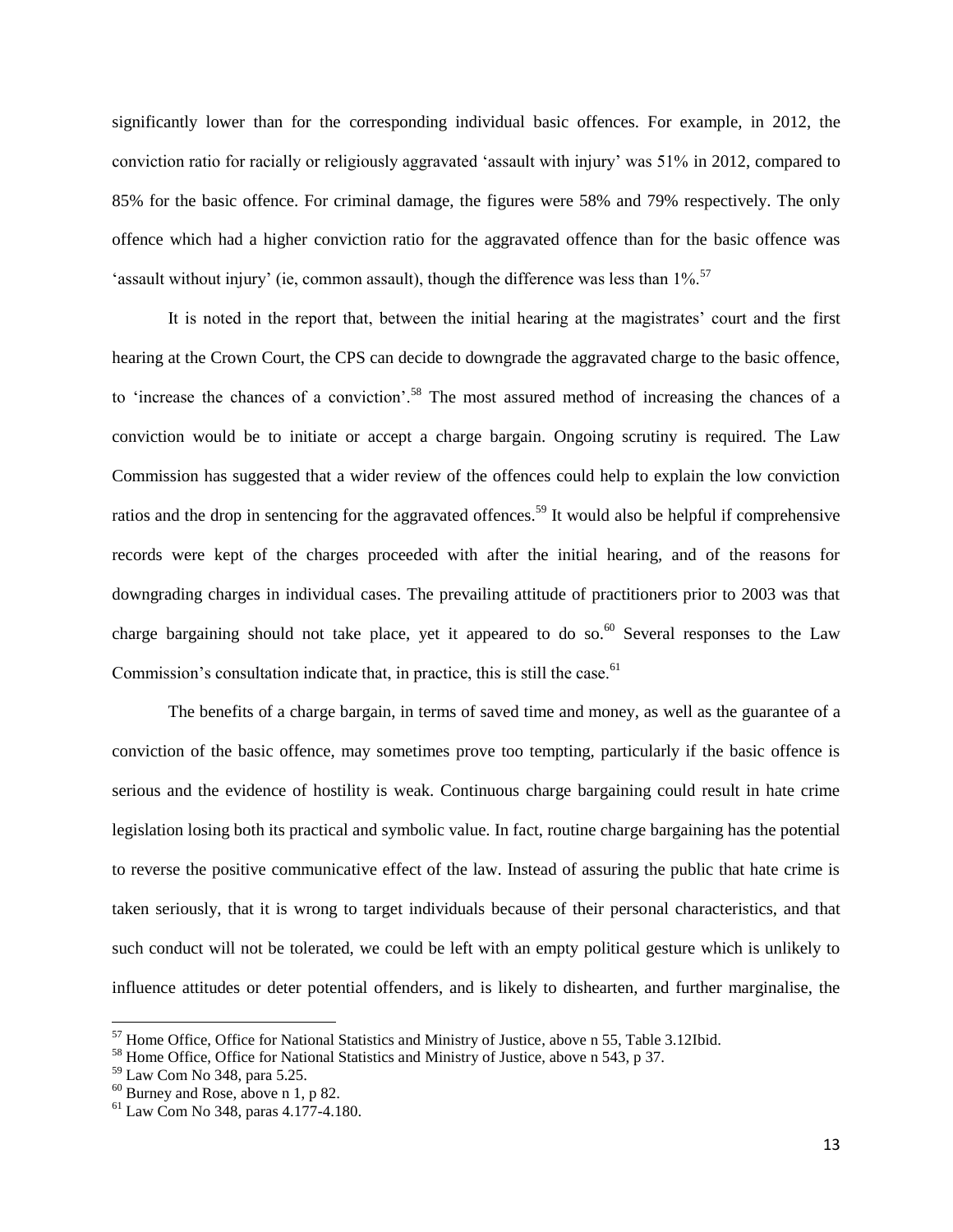significantly lower than for the corresponding individual basic offences. For example, in 2012, the conviction ratio for racially or religiously aggravated 'assault with injury' was 51% in 2012, compared to 85% for the basic offence. For criminal damage, the figures were 58% and 79% respectively. The only offence which had a higher conviction ratio for the aggravated offence than for the basic offence was 'assault without injury' (ie, common assault), though the difference was less than 1%.[57]

It is noted in the report that, between the initial hearing at the magistrates' court and the first hearing at the Crown Court, the CPS can decide to downgrade the aggravated charge to the basic offence, to 'increase the chances of a conviction'.[58] The most assured method of increasing the chances of a conviction would be to initiate or accept a charge bargain. Ongoing scrutiny is required. The Law Commission has suggested that a wider review of the offences could help to explain the low conviction ratios and the drop in sentencing for the aggravated offences.[59] It would also be helpful if comprehensive records were kept of the charges proceeded with after the initial hearing, and of the reasons for downgrading charges in individual cases. The prevailing attitude of practitioners prior to 2003 was that charge bargaining should not take place, yet it appeared to do so.[60] Several responses to the Law Commission's consultation indicate that, in practice, this is still the case.[61]

The benefits of a charge bargain, in terms of saved time and money, as well as the guarantee of a conviction of the basic offence, may sometimes prove too tempting, particularly if the basic offence is serious and the evidence of hostility is weak. Continuous charge bargaining could result in hate crime legislation losing both its practical and symbolic value. In fact, routine charge bargaining has the potential to reverse the positive communicative effect of the law. Instead of assuring the public that hate crime is taken seriously, that it is wrong to target individuals because of their personal characteristics, and that such conduct will not be tolerated, we could be left with an empty political gesture which is unlikely to influence attitudes or deter potential offenders, and is likely to dishearten, and further marginalise, the

---

[57] Home Office, Office for National Statistics and Ministry of Justice, above n 55, Table 3.12Ibid.

[58] Home Office, Office for National Statistics and Ministry of Justice, above n 543, p 37.

[59] Law Com No 348, para 5.25.

[60] Burney and Rose, above n 1, p 82.

[61] Law Com No 348, paras 4.177-4.180.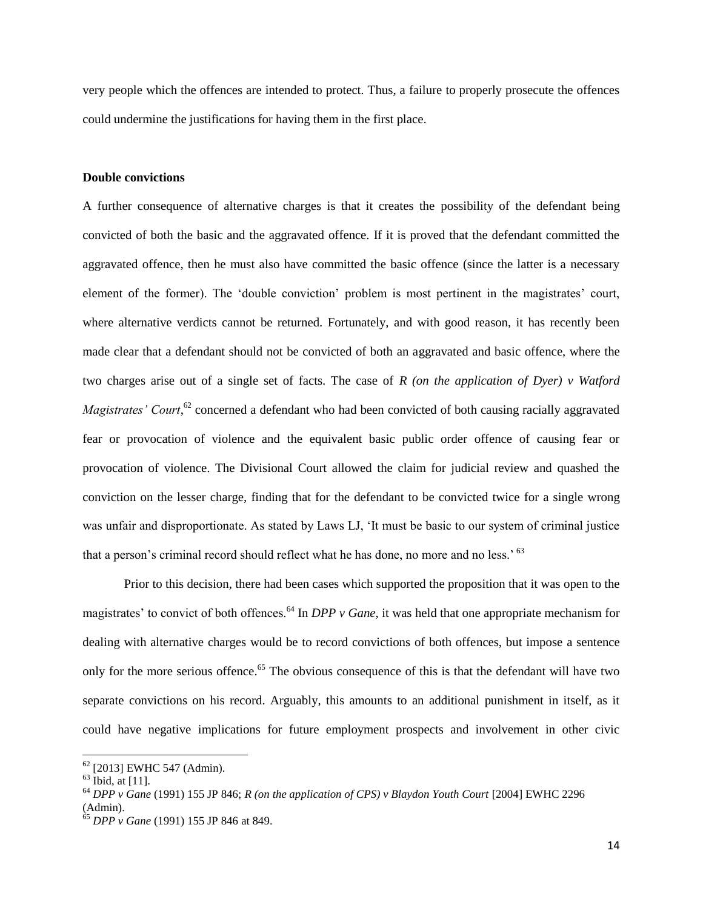very people which the offences are intended to protect. Thus, a failure to properly prosecute the offences could undermine the justifications for having them in the first place.

**Double convictions**

A further consequence of alternative charges is that it creates the possibility of the defendant being convicted of both the basic and the aggravated offence. If it is proved that the defendant committed the aggravated offence, then he must also have committed the basic offence (since the latter is a necessary element of the former). The 'double conviction' problem is most pertinent in the magistrates' court, where alternative verdicts cannot be returned. Fortunately, and with good reason, it has recently been made clear that a defendant should not be convicted of both an aggravated and basic offence, where the two charges arise out of a single set of facts. The case of *R (on the application of Dyer) v Watford Magistrates' Court*,[62] concerned a defendant who had been convicted of both causing racially aggravated fear or provocation of violence and the equivalent basic public order offence of causing fear or provocation of violence. The Divisional Court allowed the claim for judicial review and quashed the conviction on the lesser charge, finding that for the defendant to be convicted twice for a single wrong was unfair and disproportionate. As stated by Laws LJ, 'It must be basic to our system of criminal justice that a person's criminal record should reflect what he has done, no more and no less.'[63]

Prior to this decision, there had been cases which supported the proposition that it was open to the magistrates' to convict of both offences.[64] In *DPP v Gane,* it was held that one appropriate mechanism for dealing with alternative charges would be to record convictions of both offences, but impose a sentence only for the more serious offence.[65] The obvious consequence of this is that the defendant will have two separate convictions on his record. Arguably, this amounts to an additional punishment in itself, as it could have negative implications for future employment prospects and involvement in other civic

[62] [2013] EWHC 547 (Admin).

[63] Ibid, at [11].

[64] *DPP v Gane* (1991) 155 JP 846; *R (on the application of CPS) v Blaydon Youth Court* [2004] EWHC 2296 (Admin).

[65] *DPP v Gane* (1991) 155 JP 846 at 849.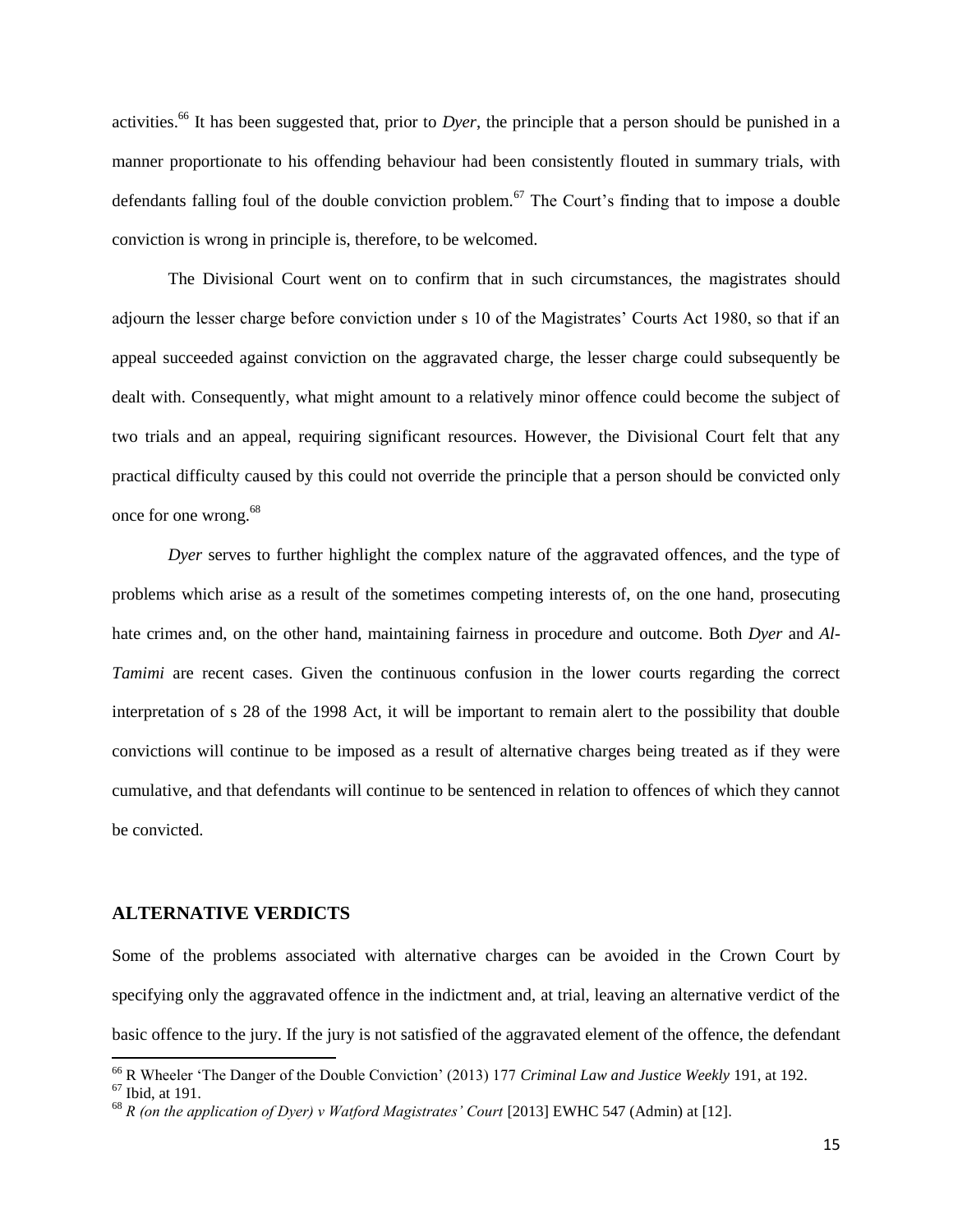activities.[66] It has been suggested that, prior to *Dyer*, the principle that a person should be punished in a manner proportionate to his offending behaviour had been consistently flouted in summary trials, with defendants falling foul of the double conviction problem.[67] The Court's finding that to impose a double conviction is wrong in principle is, therefore, to be welcomed.

The Divisional Court went on to confirm that in such circumstances, the magistrates should adjourn the lesser charge before conviction under s 10 of the Magistrates' Courts Act 1980, so that if an appeal succeeded against conviction on the aggravated charge, the lesser charge could subsequently be dealt with. Consequently, what might amount to a relatively minor offence could become the subject of two trials and an appeal, requiring significant resources. However, the Divisional Court felt that any practical difficulty caused by this could not override the principle that a person should be convicted only once for one wrong.[68]

*Dyer* serves to further highlight the complex nature of the aggravated offences, and the type of problems which arise as a result of the sometimes competing interests of, on the one hand, prosecuting hate crimes and, on the other hand, maintaining fairness in procedure and outcome. Both *Dyer* and *Al-Tamimi* are recent cases. Given the continuous confusion in the lower courts regarding the correct interpretation of s 28 of the 1998 Act, it will be important to remain alert to the possibility that double convictions will continue to be imposed as a result of alternative charges being treated as if they were cumulative, and that defendants will continue to be sentenced in relation to offences of which they cannot be convicted.

## ALTERNATIVE VERDICTS

Some of the problems associated with alternative charges can be avoided in the Crown Court by specifying only the aggravated offence in the indictment and, at trial, leaving an alternative verdict of the basic offence to the jury. If the jury is not satisfied of the aggravated element of the offence, the defendant

---

[66] R Wheeler 'The Danger of the Double Conviction' (2013) 177 *Criminal Law and Justice Weekly* 191, at 192.

[67] Ibid, at 191.

[68] *R (on the application of Dyer) v Watford Magistrates' Court* [2013] EWHC 547 (Admin) at [12].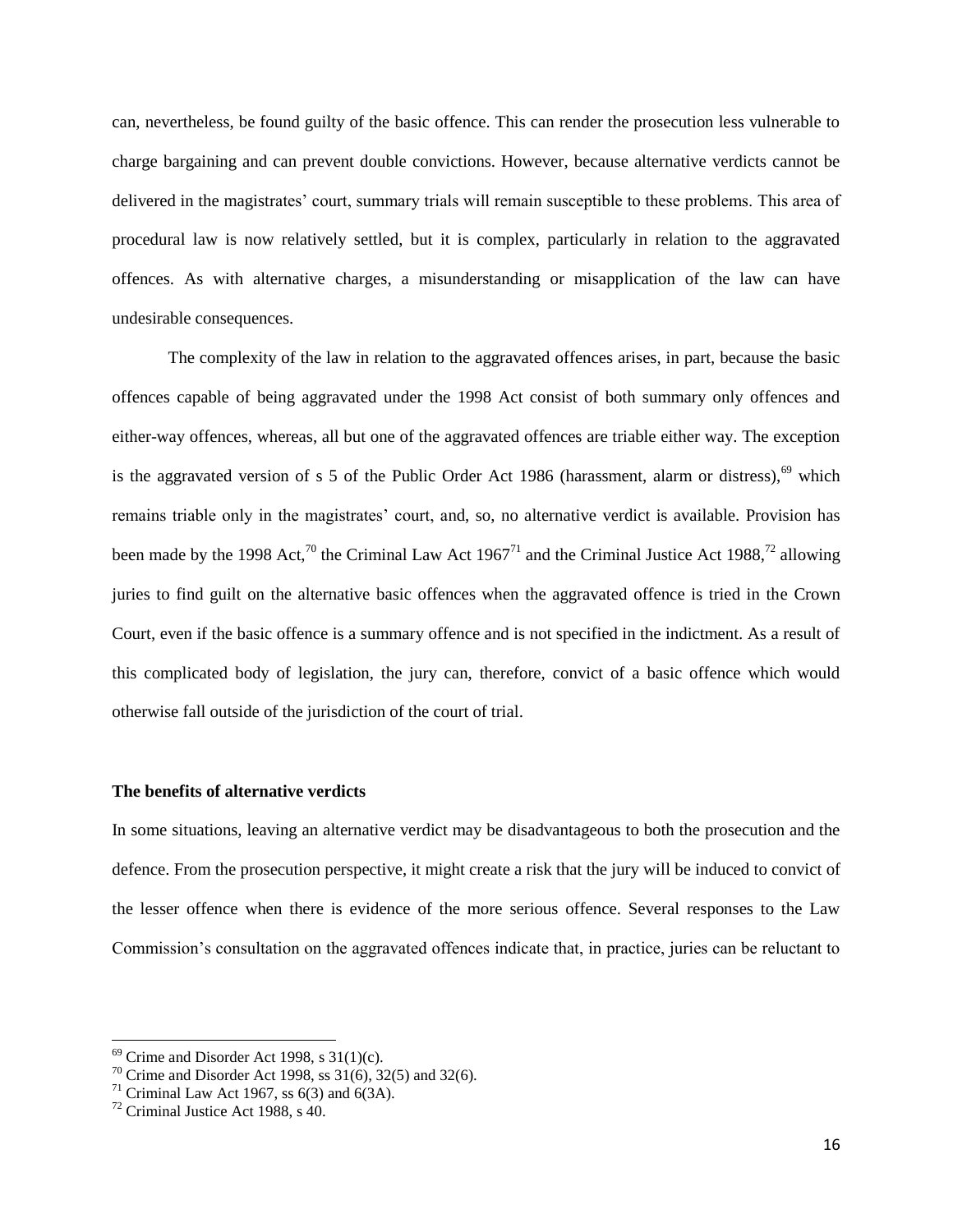can, nevertheless, be found guilty of the basic offence. This can render the prosecution less vulnerable to charge bargaining and can prevent double convictions. However, because alternative verdicts cannot be delivered in the magistrates' court, summary trials will remain susceptible to these problems. This area of procedural law is now relatively settled, but it is complex, particularly in relation to the aggravated offences. As with alternative charges, a misunderstanding or misapplication of the law can have undesirable consequences.

The complexity of the law in relation to the aggravated offences arises, in part, because the basic offences capable of being aggravated under the 1998 Act consist of both summary only offences and either-way offences, whereas, all but one of the aggravated offences are triable either way. The exception is the aggravated version of s 5 of the Public Order Act 1986 (harassment, alarm or distress),[69] which remains triable only in the magistrates' court, and, so, no alternative verdict is available. Provision has been made by the 1998 Act,[70] the Criminal Law Act 1967[71] and the Criminal Justice Act 1988,[72] allowing juries to find guilt on the alternative basic offences when the aggravated offence is tried in the Crown Court, even if the basic offence is a summary offence and is not specified in the indictment. As a result of this complicated body of legislation, the jury can, therefore, convict of a basic offence which would otherwise fall outside of the jurisdiction of the court of trial.

**The benefits of alternative verdicts**

In some situations, leaving an alternative verdict may be disadvantageous to both the prosecution and the defence. From the prosecution perspective, it might create a risk that the jury will be induced to convict of the lesser offence when there is evidence of the more serious offence. Several responses to the Law Commission's consultation on the aggravated offences indicate that, in practice, juries can be reluctant to

[69] Crime and Disorder Act 1998, s 31(1)(c).

[70] Crime and Disorder Act 1998, ss 31(6), 32(5) and 32(6).

[71] Criminal Law Act 1967, ss 6(3) and 6(3A).

[72] Criminal Justice Act 1988, s 40.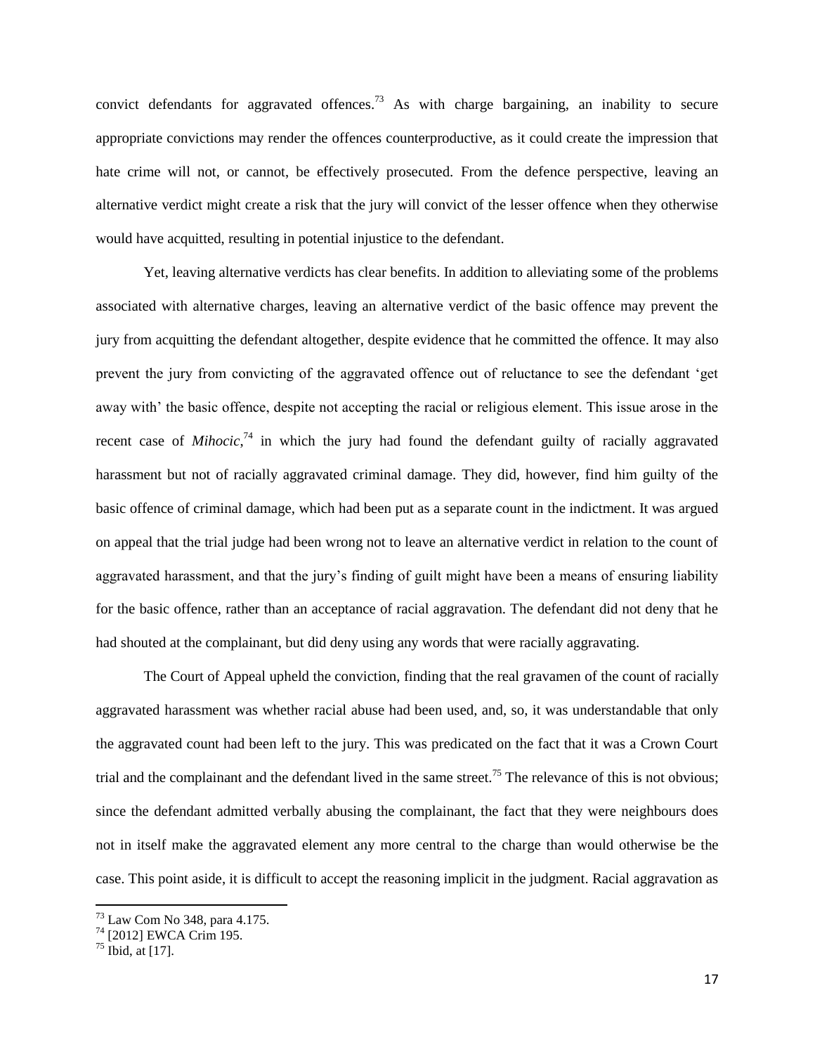convict defendants for aggravated offences.[73] As with charge bargaining, an inability to secure appropriate convictions may render the offences counterproductive, as it could create the impression that hate crime will not, or cannot, be effectively prosecuted. From the defence perspective, leaving an alternative verdict might create a risk that the jury will convict of the lesser offence when they otherwise would have acquitted, resulting in potential injustice to the defendant.

Yet, leaving alternative verdicts has clear benefits. In addition to alleviating some of the problems associated with alternative charges, leaving an alternative verdict of the basic offence may prevent the jury from acquitting the defendant altogether, despite evidence that he committed the offence. It may also prevent the jury from convicting of the aggravated offence out of reluctance to see the defendant 'get away with' the basic offence, despite not accepting the racial or religious element. This issue arose in the recent case of *Mihocic*,[74] in which the jury had found the defendant guilty of racially aggravated harassment but not of racially aggravated criminal damage. They did, however, find him guilty of the basic offence of criminal damage, which had been put as a separate count in the indictment. It was argued on appeal that the trial judge had been wrong not to leave an alternative verdict in relation to the count of aggravated harassment, and that the jury's finding of guilt might have been a means of ensuring liability for the basic offence, rather than an acceptance of racial aggravation. The defendant did not deny that he had shouted at the complainant, but did deny using any words that were racially aggravating.

The Court of Appeal upheld the conviction, finding that the real gravamen of the count of racially aggravated harassment was whether racial abuse had been used, and, so, it was understandable that only the aggravated count had been left to the jury. This was predicated on the fact that it was a Crown Court trial and the complainant and the defendant lived in the same street.[75] The relevance of this is not obvious; since the defendant admitted verbally abusing the complainant, the fact that they were neighbours does not in itself make the aggravated element any more central to the charge than would otherwise be the case. This point aside, it is difficult to accept the reasoning implicit in the judgment. Racial aggravation as

[73] Law Com No 348, para 4.175.

[74] [2012] EWCA Crim 195.

[75] Ibid, at [17].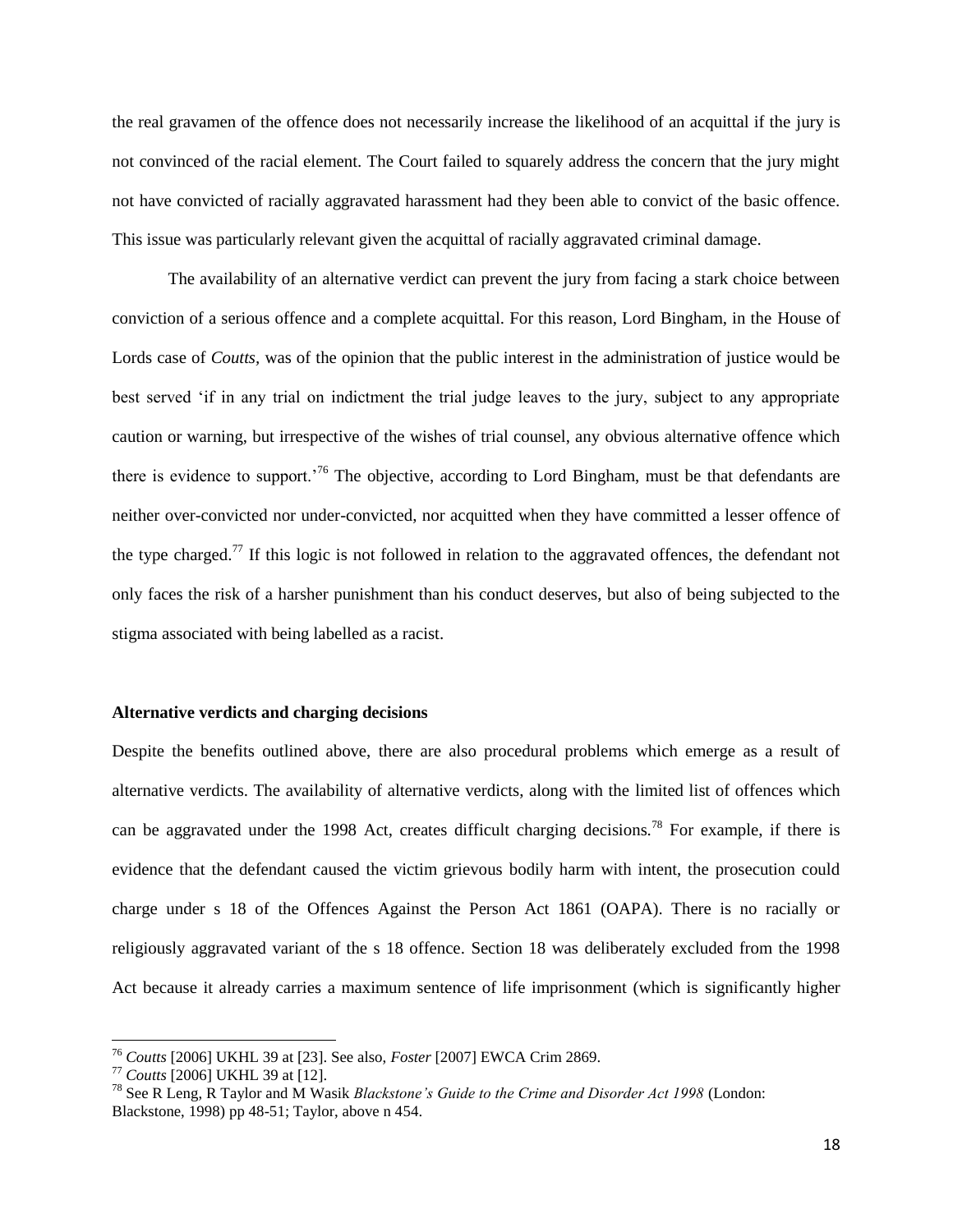the real gravamen of the offence does not necessarily increase the likelihood of an acquittal if the jury is not convinced of the racial element. The Court failed to squarely address the concern that the jury might not have convicted of racially aggravated harassment had they been able to convict of the basic offence. This issue was particularly relevant given the acquittal of racially aggravated criminal damage.

The availability of an alternative verdict can prevent the jury from facing a stark choice between conviction of a serious offence and a complete acquittal. For this reason, Lord Bingham, in the House of Lords case of *Coutts*, was of the opinion that the public interest in the administration of justice would be best served 'if in any trial on indictment the trial judge leaves to the jury, subject to any appropriate caution or warning, but irrespective of the wishes of trial counsel, any obvious alternative offence which there is evidence to support.'[76] The objective, according to Lord Bingham, must be that defendants are neither over-convicted nor under-convicted, nor acquitted when they have committed a lesser offence of the type charged.[77] If this logic is not followed in relation to the aggravated offences, the defendant not only faces the risk of a harsher punishment than his conduct deserves, but also of being subjected to the stigma associated with being labelled as a racist.

**Alternative verdicts and charging decisions**

Despite the benefits outlined above, there are also procedural problems which emerge as a result of alternative verdicts. The availability of alternative verdicts, along with the limited list of offences which can be aggravated under the 1998 Act, creates difficult charging decisions.[78] For example, if there is evidence that the defendant caused the victim grievous bodily harm with intent, the prosecution could charge under s 18 of the Offences Against the Person Act 1861 (OAPA). There is no racially or religiously aggravated variant of the s 18 offence. Section 18 was deliberately excluded from the 1998 Act because it already carries a maximum sentence of life imprisonment (which is significantly higher

[76] *Coutts* [2006] UKHL 39 at [23]. See also, *Foster* [2007] EWCA Crim 2869.

[77] *Coutts* [2006] UKHL 39 at [12].

[78] See R Leng, R Taylor and M Wasik *Blackstone's Guide to the Crime and Disorder Act 1998* (London: Blackstone, 1998) pp 48-51; Taylor, above n 454.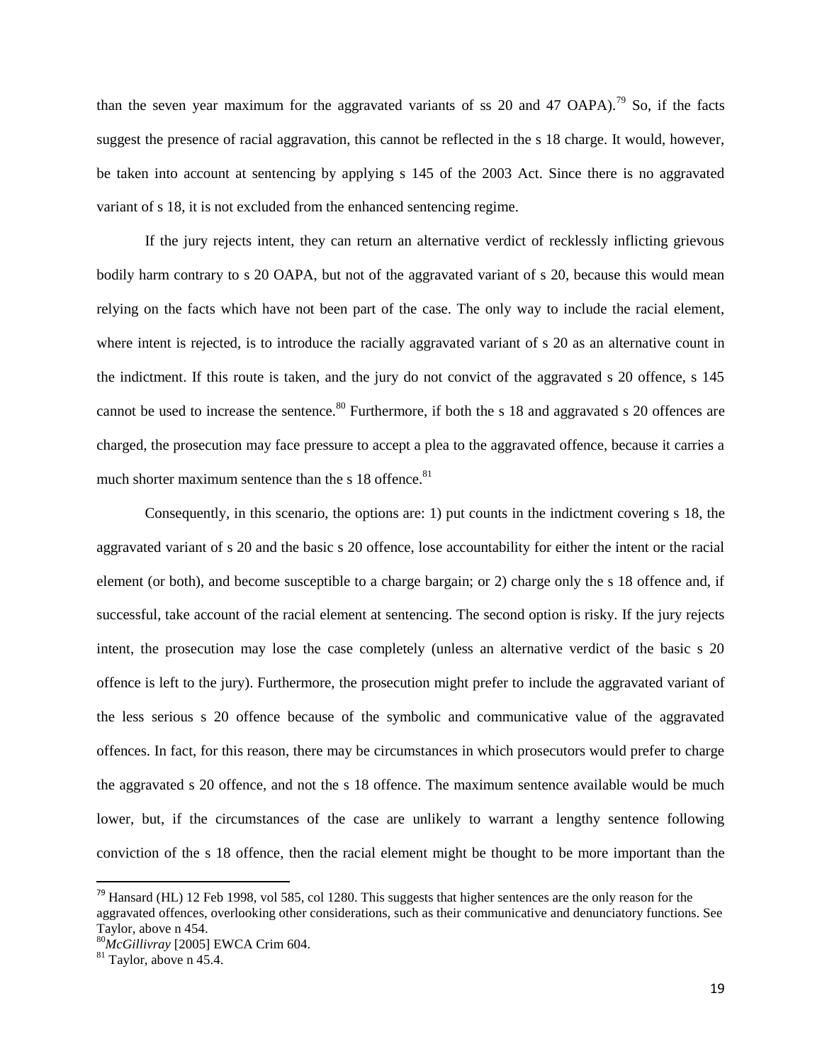than the seven year maximum for the aggravated variants of ss 20 and 47 OAPA).[79] So, if the facts suggest the presence of racial aggravation, this cannot be reflected in the s 18 charge. It would, however, be taken into account at sentencing by applying s 145 of the 2003 Act. Since there is no aggravated variant of s 18, it is not excluded from the enhanced sentencing regime.

If the jury rejects intent, they can return an alternative verdict of recklessly inflicting grievous bodily harm contrary to s 20 OAPA, but not of the aggravated variant of s 20, because this would mean relying on the facts which have not been part of the case. The only way to include the racial element, where intent is rejected, is to introduce the racially aggravated variant of s 20 as an alternative count in the indictment. If this route is taken, and the jury do not convict of the aggravated s 20 offence, s 145 cannot be used to increase the sentence.[80] Furthermore, if both the s 18 and aggravated s 20 offences are charged, the prosecution may face pressure to accept a plea to the aggravated offence, because it carries a much shorter maximum sentence than the s 18 offence.[81]

Consequently, in this scenario, the options are: 1) put counts in the indictment covering s 18, the aggravated variant of s 20 and the basic s 20 offence, lose accountability for either the intent or the racial element (or both), and become susceptible to a charge bargain; or 2) charge only the s 18 offence and, if successful, take account of the racial element at sentencing. The second option is risky. If the jury rejects intent, the prosecution may lose the case completely (unless an alternative verdict of the basic s 20 offence is left to the jury). Furthermore, the prosecution might prefer to include the aggravated variant of the less serious s 20 offence because of the symbolic and communicative value of the aggravated offences. In fact, for this reason, there may be circumstances in which prosecutors would prefer to charge the aggravated s 20 offence, and not the s 18 offence. The maximum sentence available would be much lower, but, if the circumstances of the case are unlikely to warrant a lengthy sentence following conviction of the s 18 offence, then the racial element might be thought to be more important than the

---

[79] Hansard (HL) 12 Feb 1998, vol 585, col 1280. This suggests that higher sentences are the only reason for the aggravated offences, overlooking other considerations, such as their communicative and denunciatory functions. See Taylor, above n 454.

[80] *McGillivray* [2005] EWCA Crim 604.

[81] Taylor, above n 45.4.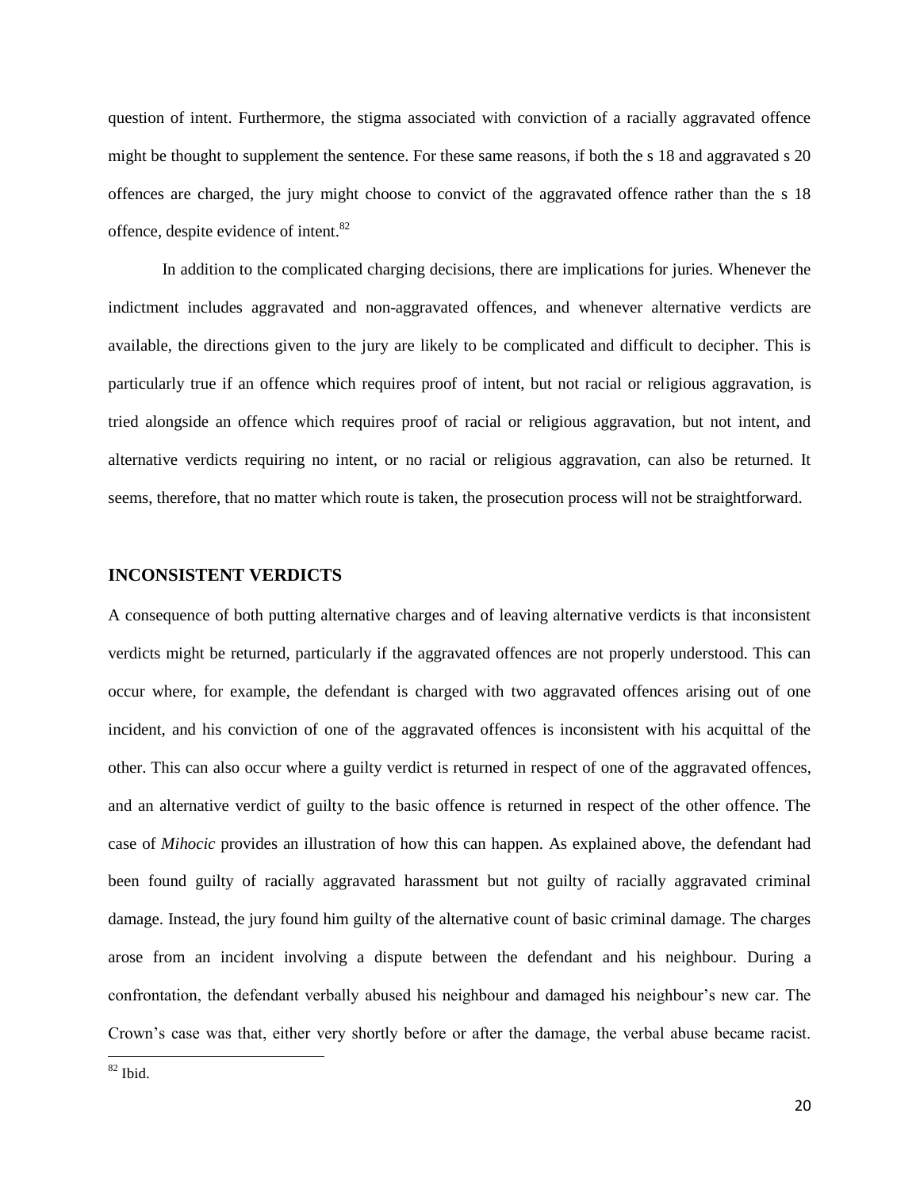question of intent. Furthermore, the stigma associated with conviction of a racially aggravated offence might be thought to supplement the sentence. For these same reasons, if both the s 18 and aggravated s 20 offences are charged, the jury might choose to convict of the aggravated offence rather than the s 18 offence, despite evidence of intent.[82]

In addition to the complicated charging decisions, there are implications for juries. Whenever the indictment includes aggravated and non-aggravated offences, and whenever alternative verdicts are available, the directions given to the jury are likely to be complicated and difficult to decipher. This is particularly true if an offence which requires proof of intent, but not racial or religious aggravation, is tried alongside an offence which requires proof of racial or religious aggravation, but not intent, and alternative verdicts requiring no intent, or no racial or religious aggravation, can also be returned. It seems, therefore, that no matter which route is taken, the prosecution process will not be straightforward.

## INCONSISTENT VERDICTS

A consequence of both putting alternative charges and of leaving alternative verdicts is that inconsistent verdicts might be returned, particularly if the aggravated offences are not properly understood. This can occur where, for example, the defendant is charged with two aggravated offences arising out of one incident, and his conviction of one of the aggravated offences is inconsistent with his acquittal of the other. This can also occur where a guilty verdict is returned in respect of one of the aggravated offences, and an alternative verdict of guilty to the basic offence is returned in respect of the other offence. The case of *Mihocic* provides an illustration of how this can happen. As explained above, the defendant had been found guilty of racially aggravated harassment but not guilty of racially aggravated criminal damage. Instead, the jury found him guilty of the alternative count of basic criminal damage. The charges arose from an incident involving a dispute between the defendant and his neighbour. During a confrontation, the defendant verbally abused his neighbour and damaged his neighbour's new car. The Crown's case was that, either very shortly before or after the damage, the verbal abuse became racist.

[82] Ibid.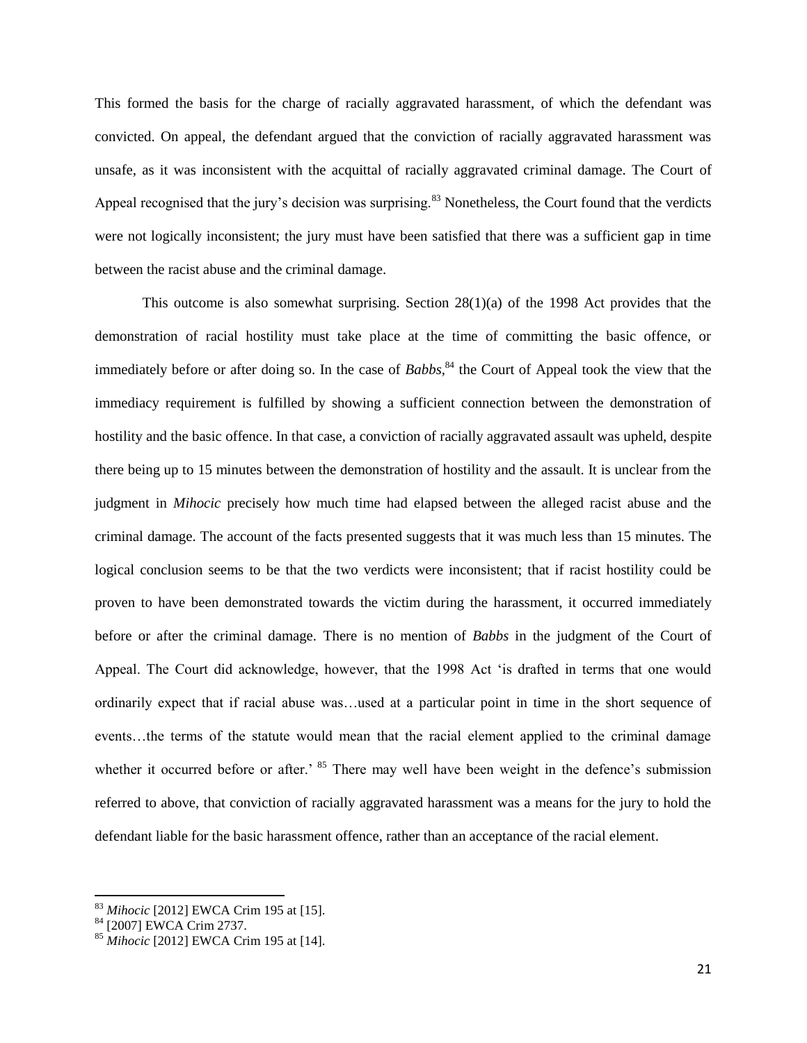This formed the basis for the charge of racially aggravated harassment, of which the defendant was convicted. On appeal, the defendant argued that the conviction of racially aggravated harassment was unsafe, as it was inconsistent with the acquittal of racially aggravated criminal damage. The Court of Appeal recognised that the jury's decision was surprising.[83] Nonetheless, the Court found that the verdicts were not logically inconsistent; the jury must have been satisfied that there was a sufficient gap in time between the racist abuse and the criminal damage.

This outcome is also somewhat surprising. Section 28(1)(a) of the 1998 Act provides that the demonstration of racial hostility must take place at the time of committing the basic offence, or immediately before or after doing so. In the case of *Babbs*,[84] the Court of Appeal took the view that the immediacy requirement is fulfilled by showing a sufficient connection between the demonstration of hostility and the basic offence. In that case, a conviction of racially aggravated assault was upheld, despite there being up to 15 minutes between the demonstration of hostility and the assault. It is unclear from the judgment in *Mihocic* precisely how much time had elapsed between the alleged racist abuse and the criminal damage. The account of the facts presented suggests that it was much less than 15 minutes. The logical conclusion seems to be that the two verdicts were inconsistent; that if racist hostility could be proven to have been demonstrated towards the victim during the harassment, it occurred immediately before or after the criminal damage. There is no mention of *Babbs* in the judgment of the Court of Appeal. The Court did acknowledge, however, that the 1998 Act 'is drafted in terms that one would ordinarily expect that if racial abuse was…used at a particular point in time in the short sequence of events…the terms of the statute would mean that the racial element applied to the criminal damage whether it occurred before or after.'[85] There may well have been weight in the defence's submission referred to above, that conviction of racially aggravated harassment was a means for the jury to hold the defendant liable for the basic harassment offence, rather than an acceptance of the racial element.

---

[83] *Mihocic* [2012] EWCA Crim 195 at [15].

[84] [2007] EWCA Crim 2737.

[85] *Mihocic* [2012] EWCA Crim 195 at [14].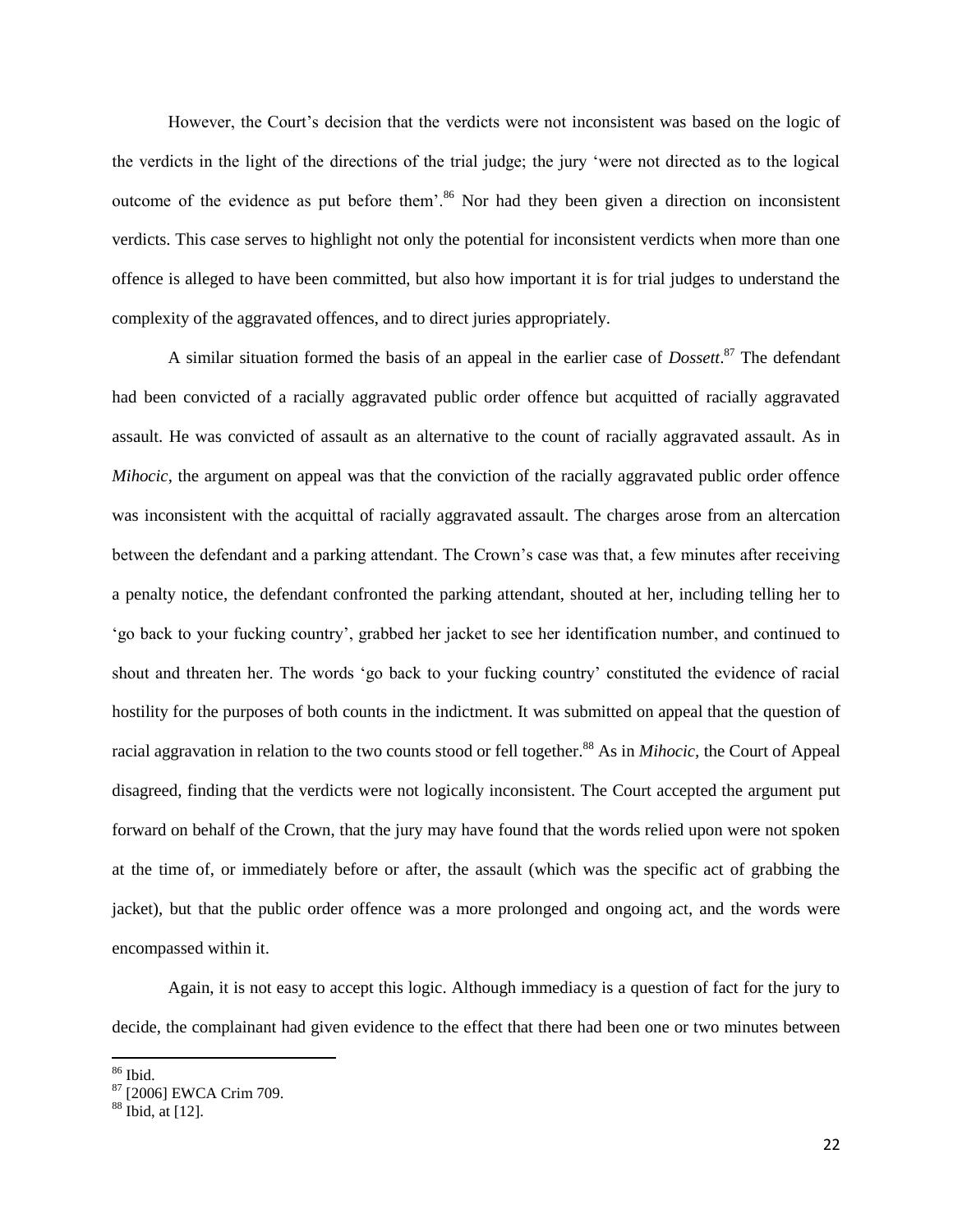However, the Court's decision that the verdicts were not inconsistent was based on the logic of the verdicts in the light of the directions of the trial judge; the jury 'were not directed as to the logical outcome of the evidence as put before them'.[86] Nor had they been given a direction on inconsistent verdicts. This case serves to highlight not only the potential for inconsistent verdicts when more than one offence is alleged to have been committed, but also how important it is for trial judges to understand the complexity of the aggravated offences, and to direct juries appropriately.

A similar situation formed the basis of an appeal in the earlier case of *Dossett*.[87] The defendant had been convicted of a racially aggravated public order offence but acquitted of racially aggravated assault. He was convicted of assault as an alternative to the count of racially aggravated assault. As in *Mihocic*, the argument on appeal was that the conviction of the racially aggravated public order offence was inconsistent with the acquittal of racially aggravated assault. The charges arose from an altercation between the defendant and a parking attendant. The Crown's case was that, a few minutes after receiving a penalty notice, the defendant confronted the parking attendant, shouted at her, including telling her to 'go back to your fucking country', grabbed her jacket to see her identification number, and continued to shout and threaten her. The words 'go back to your fucking country' constituted the evidence of racial hostility for the purposes of both counts in the indictment. It was submitted on appeal that the question of racial aggravation in relation to the two counts stood or fell together.[88] As in *Mihocic*, the Court of Appeal disagreed, finding that the verdicts were not logically inconsistent. The Court accepted the argument put forward on behalf of the Crown, that the jury may have found that the words relied upon were not spoken at the time of, or immediately before or after, the assault (which was the specific act of grabbing the jacket), but that the public order offence was a more prolonged and ongoing act, and the words were encompassed within it.

Again, it is not easy to accept this logic. Although immediacy is a question of fact for the jury to decide, the complainant had given evidence to the effect that there had been one or two minutes between

---

[86] Ibid.

[87] [2006] EWCA Crim 709.

[88] Ibid, at [12].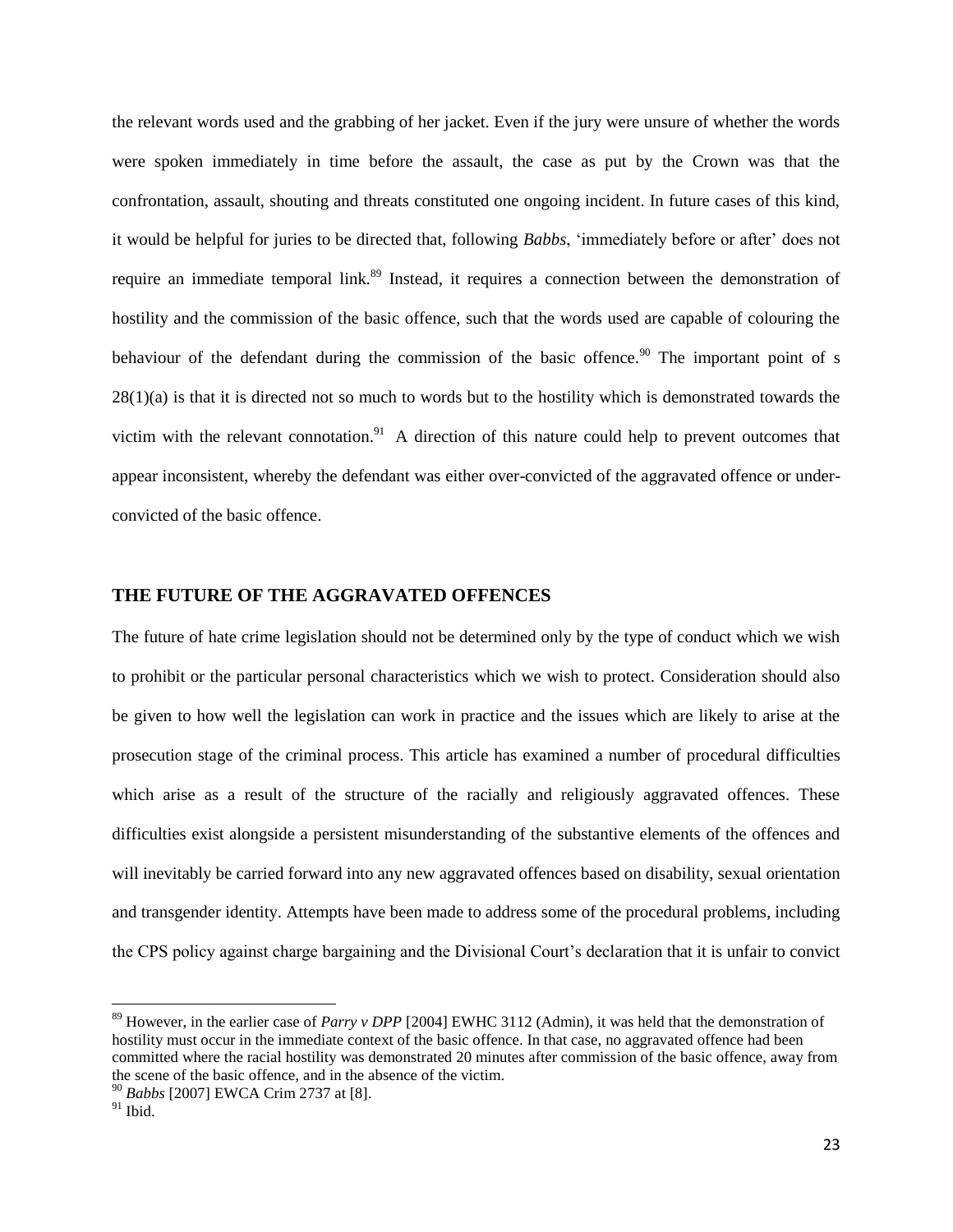the relevant words used and the grabbing of her jacket. Even if the jury were unsure of whether the words were spoken immediately in time before the assault, the case as put by the Crown was that the confrontation, assault, shouting and threats constituted one ongoing incident. In future cases of this kind, it would be helpful for juries to be directed that, following *Babbs*, 'immediately before or after' does not require an immediate temporal link.[89] Instead, it requires a connection between the demonstration of hostility and the commission of the basic offence, such that the words used are capable of colouring the behaviour of the defendant during the commission of the basic offence.[90] The important point of s 28(1)(a) is that it is directed not so much to words but to the hostility which is demonstrated towards the victim with the relevant connotation.[91] A direction of this nature could help to prevent outcomes that appear inconsistent, whereby the defendant was either over-convicted of the aggravated offence or under-convicted of the basic offence.

## THE FUTURE OF THE AGGRAVATED OFFENCES

The future of hate crime legislation should not be determined only by the type of conduct which we wish to prohibit or the particular personal characteristics which we wish to protect. Consideration should also be given to how well the legislation can work in practice and the issues which are likely to arise at the prosecution stage of the criminal process. This article has examined a number of procedural difficulties which arise as a result of the structure of the racially and religiously aggravated offences. These difficulties exist alongside a persistent misunderstanding of the substantive elements of the offences and will inevitably be carried forward into any new aggravated offences based on disability, sexual orientation and transgender identity. Attempts have been made to address some of the procedural problems, including the CPS policy against charge bargaining and the Divisional Court's declaration that it is unfair to convict

---

[89] However, in the earlier case of *Parry v DPP* [2004] EWHC 3112 (Admin), it was held that the demonstration of hostility must occur in the immediate context of the basic offence. In that case, no aggravated offence had been committed where the racial hostility was demonstrated 20 minutes after commission of the basic offence, away from the scene of the basic offence, and in the absence of the victim.

[90] *Babbs* [2007] EWCA Crim 2737 at [8].

[91] Ibid.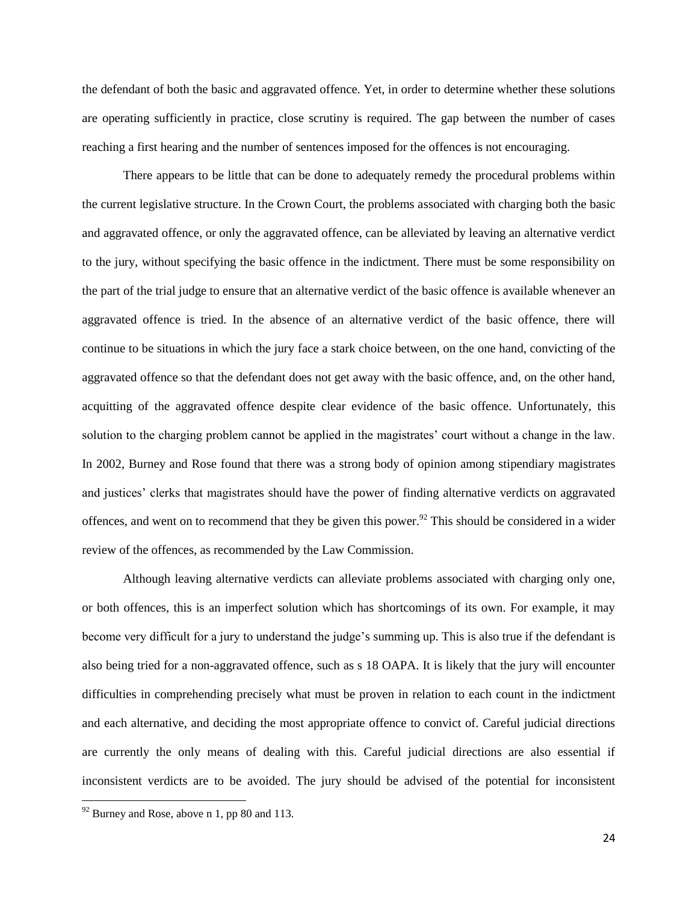the defendant of both the basic and aggravated offence. Yet, in order to determine whether these solutions are operating sufficiently in practice, close scrutiny is required. The gap between the number of cases reaching a first hearing and the number of sentences imposed for the offences is not encouraging.

There appears to be little that can be done to adequately remedy the procedural problems within the current legislative structure. In the Crown Court, the problems associated with charging both the basic and aggravated offence, or only the aggravated offence, can be alleviated by leaving an alternative verdict to the jury, without specifying the basic offence in the indictment. There must be some responsibility on the part of the trial judge to ensure that an alternative verdict of the basic offence is available whenever an aggravated offence is tried. In the absence of an alternative verdict of the basic offence, there will continue to be situations in which the jury face a stark choice between, on the one hand, convicting of the aggravated offence so that the defendant does not get away with the basic offence, and, on the other hand, acquitting of the aggravated offence despite clear evidence of the basic offence. Unfortunately, this solution to the charging problem cannot be applied in the magistrates' court without a change in the law. In 2002, Burney and Rose found that there was a strong body of opinion among stipendiary magistrates and justices' clerks that magistrates should have the power of finding alternative verdicts on aggravated offences, and went on to recommend that they be given this power.[92] This should be considered in a wider review of the offences, as recommended by the Law Commission.

Although leaving alternative verdicts can alleviate problems associated with charging only one, or both offences, this is an imperfect solution which has shortcomings of its own. For example, it may become very difficult for a jury to understand the judge's summing up. This is also true if the defendant is also being tried for a non-aggravated offence, such as s 18 OAPA. It is likely that the jury will encounter difficulties in comprehending precisely what must be proven in relation to each count in the indictment and each alternative, and deciding the most appropriate offence to convict of. Careful judicial directions are currently the only means of dealing with this. Careful judicial directions are also essential if inconsistent verdicts are to be avoided. The jury should be advised of the potential for inconsistent

[92] Burney and Rose, above n 1, pp 80 and 113.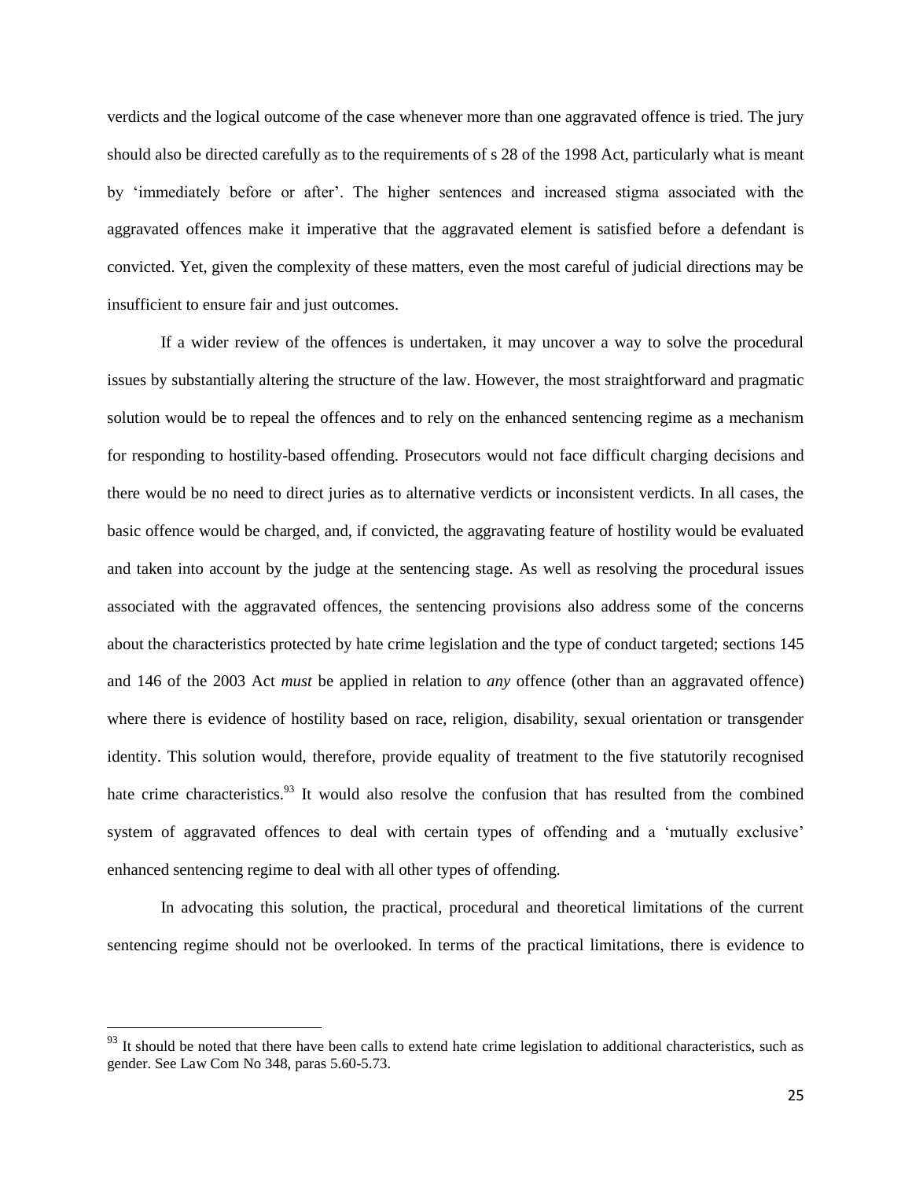verdicts and the logical outcome of the case whenever more than one aggravated offence is tried. The jury should also be directed carefully as to the requirements of s 28 of the 1998 Act, particularly what is meant by 'immediately before or after'. The higher sentences and increased stigma associated with the aggravated offences make it imperative that the aggravated element is satisfied before a defendant is convicted. Yet, given the complexity of these matters, even the most careful of judicial directions may be insufficient to ensure fair and just outcomes.

If a wider review of the offences is undertaken, it may uncover a way to solve the procedural issues by substantially altering the structure of the law. However, the most straightforward and pragmatic solution would be to repeal the offences and to rely on the enhanced sentencing regime as a mechanism for responding to hostility-based offending. Prosecutors would not face difficult charging decisions and there would be no need to direct juries as to alternative verdicts or inconsistent verdicts. In all cases, the basic offence would be charged, and, if convicted, the aggravating feature of hostility would be evaluated and taken into account by the judge at the sentencing stage. As well as resolving the procedural issues associated with the aggravated offences, the sentencing provisions also address some of the concerns about the characteristics protected by hate crime legislation and the type of conduct targeted; sections 145 and 146 of the 2003 Act *must* be applied in relation to *any* offence (other than an aggravated offence) where there is evidence of hostility based on race, religion, disability, sexual orientation or transgender identity. This solution would, therefore, provide equality of treatment to the five statutorily recognised hate crime characteristics.[93] It would also resolve the confusion that has resulted from the combined system of aggravated offences to deal with certain types of offending and a 'mutually exclusive' enhanced sentencing regime to deal with all other types of offending.

In advocating this solution, the practical, procedural and theoretical limitations of the current sentencing regime should not be overlooked. In terms of the practical limitations, there is evidence to

[93] It should be noted that there have been calls to extend hate crime legislation to additional characteristics, such as gender. See Law Com No 348, paras 5.60-5.73.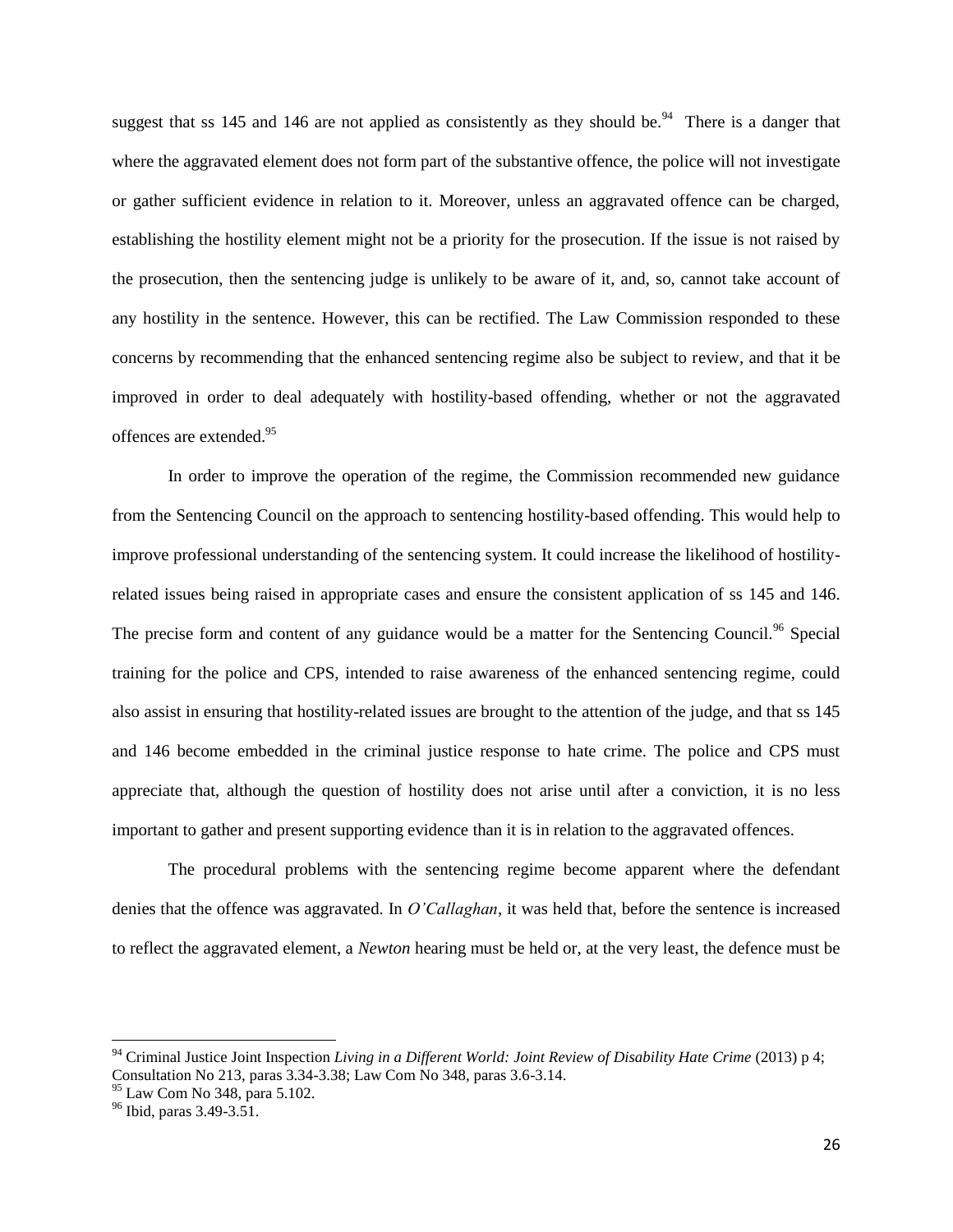suggest that ss 145 and 146 are not applied as consistently as they should be.[94] There is a danger that where the aggravated element does not form part of the substantive offence, the police will not investigate or gather sufficient evidence in relation to it. Moreover, unless an aggravated offence can be charged, establishing the hostility element might not be a priority for the prosecution. If the issue is not raised by the prosecution, then the sentencing judge is unlikely to be aware of it, and, so, cannot take account of any hostility in the sentence. However, this can be rectified. The Law Commission responded to these concerns by recommending that the enhanced sentencing regime also be subject to review, and that it be improved in order to deal adequately with hostility-based offending, whether or not the aggravated offences are extended.[95]

In order to improve the operation of the regime, the Commission recommended new guidance from the Sentencing Council on the approach to sentencing hostility-based offending. This would help to improve professional understanding of the sentencing system. It could increase the likelihood of hostility-related issues being raised in appropriate cases and ensure the consistent application of ss 145 and 146. The precise form and content of any guidance would be a matter for the Sentencing Council.[96] Special training for the police and CPS, intended to raise awareness of the enhanced sentencing regime, could also assist in ensuring that hostility-related issues are brought to the attention of the judge, and that ss 145 and 146 become embedded in the criminal justice response to hate crime. The police and CPS must appreciate that, although the question of hostility does not arise until after a conviction, it is no less important to gather and present supporting evidence than it is in relation to the aggravated offences.

The procedural problems with the sentencing regime become apparent where the defendant denies that the offence was aggravated. In *O'Callaghan*, it was held that, before the sentence is increased to reflect the aggravated element, a *Newton* hearing must be held or, at the very least, the defence must be

---

[94] Criminal Justice Joint Inspection *Living in a Different World: Joint Review of Disability Hate Crime* (2013) p 4; Consultation No 213, paras 3.34-3.38; Law Com No 348, paras 3.6-3.14.

[95] Law Com No 348, para 5.102.

[96] Ibid, paras 3.49-3.51.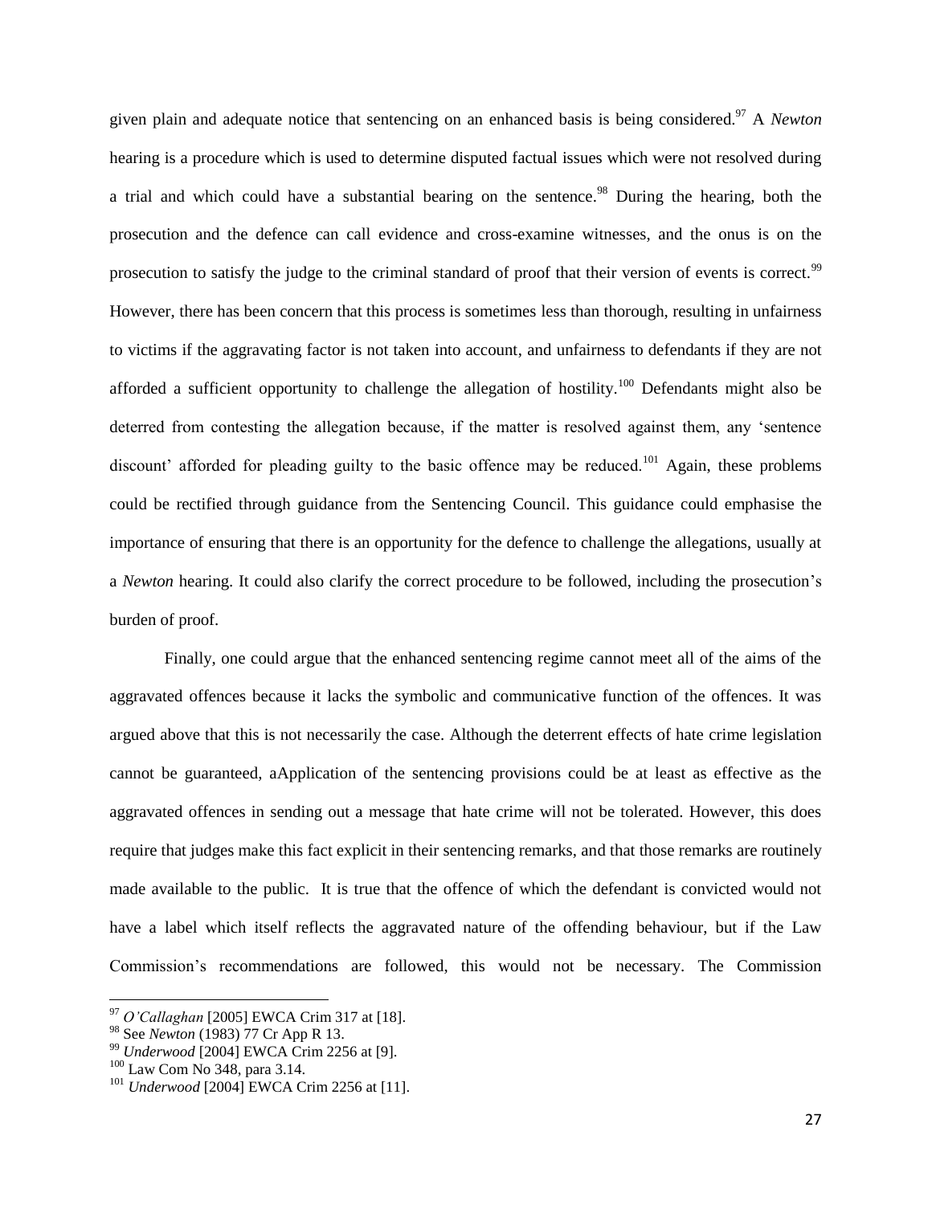given plain and adequate notice that sentencing on an enhanced basis is being considered.[97] A *Newton* hearing is a procedure which is used to determine disputed factual issues which were not resolved during a trial and which could have a substantial bearing on the sentence.[98] During the hearing, both the prosecution and the defence can call evidence and cross-examine witnesses, and the onus is on the prosecution to satisfy the judge to the criminal standard of proof that their version of events is correct.[99] However, there has been concern that this process is sometimes less than thorough, resulting in unfairness to victims if the aggravating factor is not taken into account, and unfairness to defendants if they are not afforded a sufficient opportunity to challenge the allegation of hostility.[100] Defendants might also be deterred from contesting the allegation because, if the matter is resolved against them, any 'sentence discount' afforded for pleading guilty to the basic offence may be reduced.[101] Again, these problems could be rectified through guidance from the Sentencing Council. This guidance could emphasise the importance of ensuring that there is an opportunity for the defence to challenge the allegations, usually at a *Newton* hearing. It could also clarify the correct procedure to be followed, including the prosecution's burden of proof.

Finally, one could argue that the enhanced sentencing regime cannot meet all of the aims of the aggravated offences because it lacks the symbolic and communicative function of the offences. It was argued above that this is not necessarily the case. Although the deterrent effects of hate crime legislation cannot be guaranteed, aApplication of the sentencing provisions could be at least as effective as the aggravated offences in sending out a message that hate crime will not be tolerated. However, this does require that judges make this fact explicit in their sentencing remarks, and that those remarks are routinely made available to the public. It is true that the offence of which the defendant is convicted would not have a label which itself reflects the aggravated nature of the offending behaviour, but if the Law Commission's recommendations are followed, this would not be necessary. The Commission

---

[97] *O'Callaghan* [2005] EWCA Crim 317 at [18].

[98] See *Newton* (1983) 77 Cr App R 13.

[99] *Underwood* [2004] EWCA Crim 2256 at [9].

[100] Law Com No 348, para 3.14.

[101] *Underwood* [2004] EWCA Crim 2256 at [11].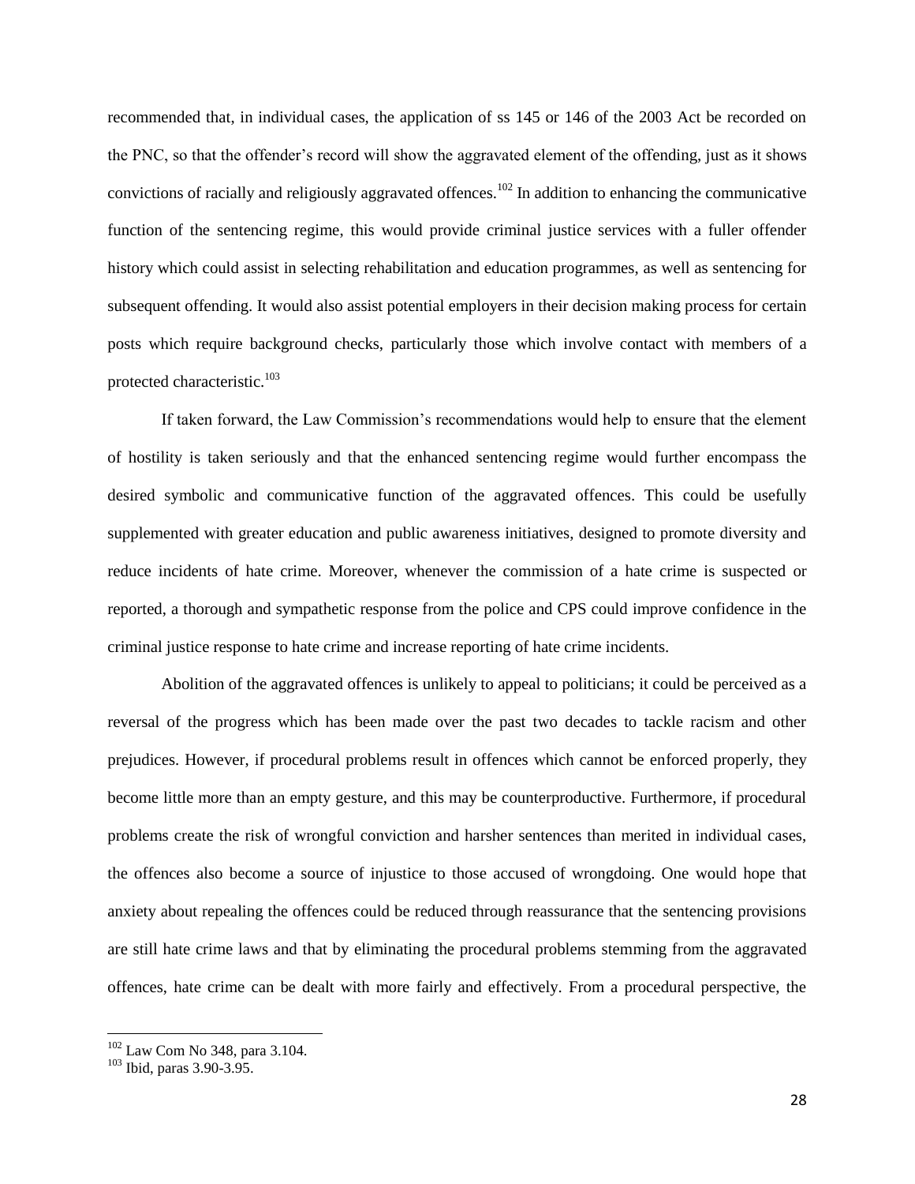recommended that, in individual cases, the application of ss 145 or 146 of the 2003 Act be recorded on the PNC, so that the offender's record will show the aggravated element of the offending, just as it shows convictions of racially and religiously aggravated offences.[102] In addition to enhancing the communicative function of the sentencing regime, this would provide criminal justice services with a fuller offender history which could assist in selecting rehabilitation and education programmes, as well as sentencing for subsequent offending. It would also assist potential employers in their decision making process for certain posts which require background checks, particularly those which involve contact with members of a protected characteristic.[103]

If taken forward, the Law Commission's recommendations would help to ensure that the element of hostility is taken seriously and that the enhanced sentencing regime would further encompass the desired symbolic and communicative function of the aggravated offences. This could be usefully supplemented with greater education and public awareness initiatives, designed to promote diversity and reduce incidents of hate crime. Moreover, whenever the commission of a hate crime is suspected or reported, a thorough and sympathetic response from the police and CPS could improve confidence in the criminal justice response to hate crime and increase reporting of hate crime incidents.

Abolition of the aggravated offences is unlikely to appeal to politicians; it could be perceived as a reversal of the progress which has been made over the past two decades to tackle racism and other prejudices. However, if procedural problems result in offences which cannot be enforced properly, they become little more than an empty gesture, and this may be counterproductive. Furthermore, if procedural problems create the risk of wrongful conviction and harsher sentences than merited in individual cases, the offences also become a source of injustice to those accused of wrongdoing. One would hope that anxiety about repealing the offences could be reduced through reassurance that the sentencing provisions are still hate crime laws and that by eliminating the procedural problems stemming from the aggravated offences, hate crime can be dealt with more fairly and effectively. From a procedural perspective, the

[102] Law Com No 348, para 3.104.

[103] Ibid, paras 3.90-3.95.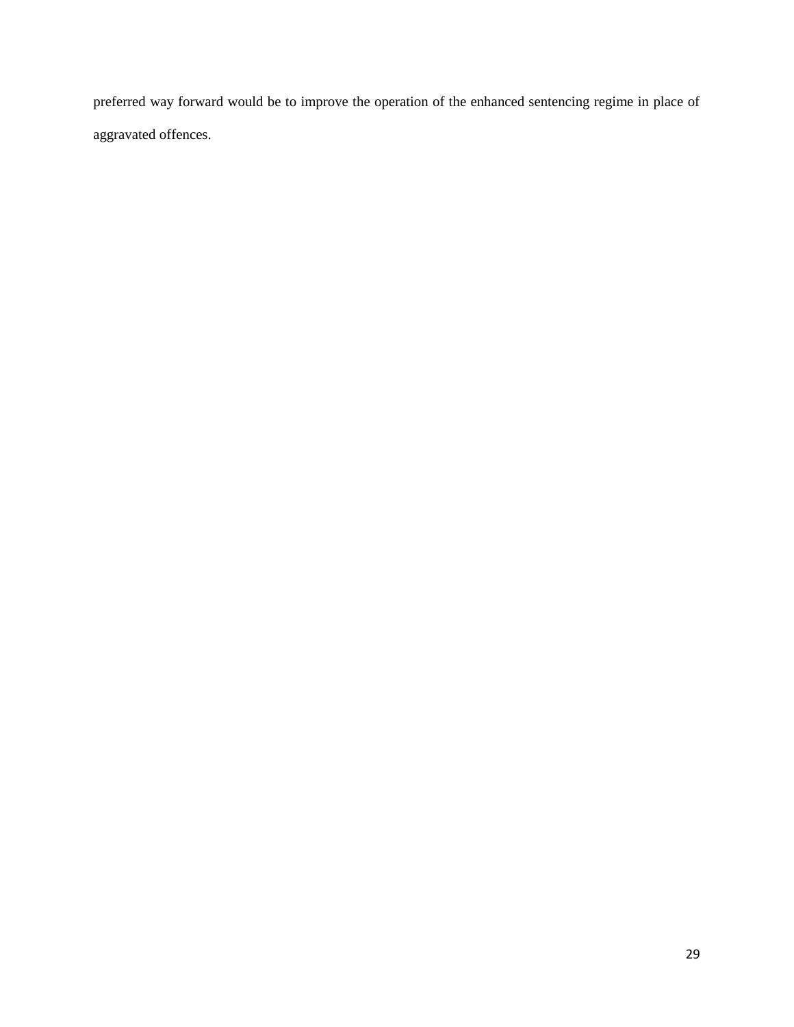preferred way forward would be to improve the operation of the enhanced sentencing regime in place of aggravated offences.